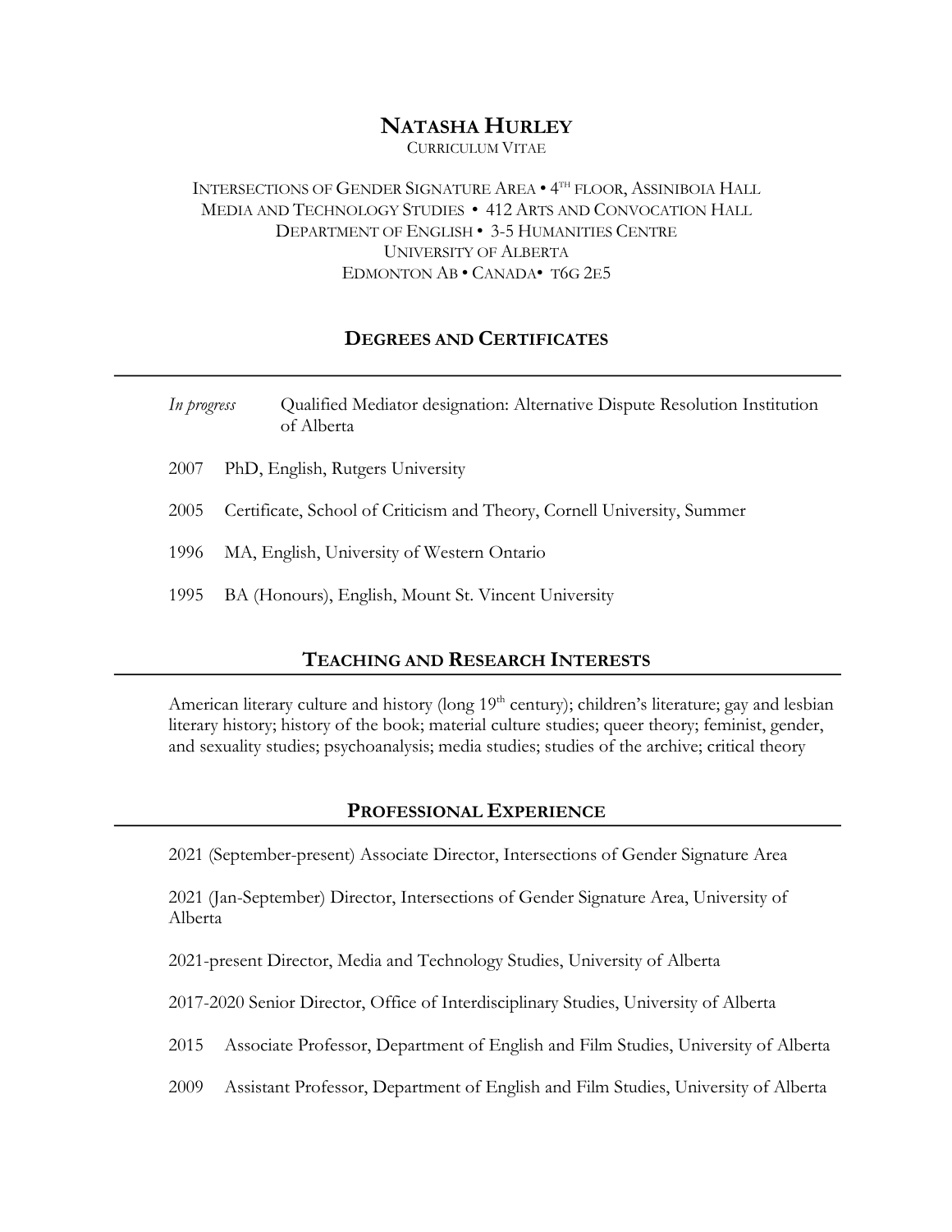# NATASHA HURLEY

CURRICULUM VITAE

INTERSECTIONS OF GENDER SIGNATURE AREA • 4TH FLOOR, ASSINIBOIA HALL
MEDIA AND TECHNOLOGY STUDIES • 412 ARTS AND CONVOCATION HALL
DEPARTMENT OF ENGLISH • 3-5 HUMANITIES CENTRE
UNIVERSITY OF ALBERTA
EDMONTON AB • CANADA• T6G 2E5

## DEGREES AND CERTIFICATES

*In progress* Qualified Mediator designation: Alternative Dispute Resolution Institution of Alberta

2007 PhD, English, Rutgers University

2005 Certificate, School of Criticism and Theory, Cornell University, Summer

1996 MA, English, University of Western Ontario

1995 BA (Honours), English, Mount St. Vincent University

## TEACHING AND RESEARCH INTERESTS

American literary culture and history (long 19th century); children's literature; gay and lesbian literary history; history of the book; material culture studies; queer theory; feminist, gender, and sexuality studies; psychoanalysis; media studies; studies of the archive; critical theory

## PROFESSIONAL EXPERIENCE

2021 (September-present) Associate Director, Intersections of Gender Signature Area

2021 (Jan-September) Director, Intersections of Gender Signature Area, University of Alberta

2021-present Director, Media and Technology Studies, University of Alberta

2017-2020 Senior Director, Office of Interdisciplinary Studies, University of Alberta

2015 Associate Professor, Department of English and Film Studies, University of Alberta

2009 Assistant Professor, Department of English and Film Studies, University of Alberta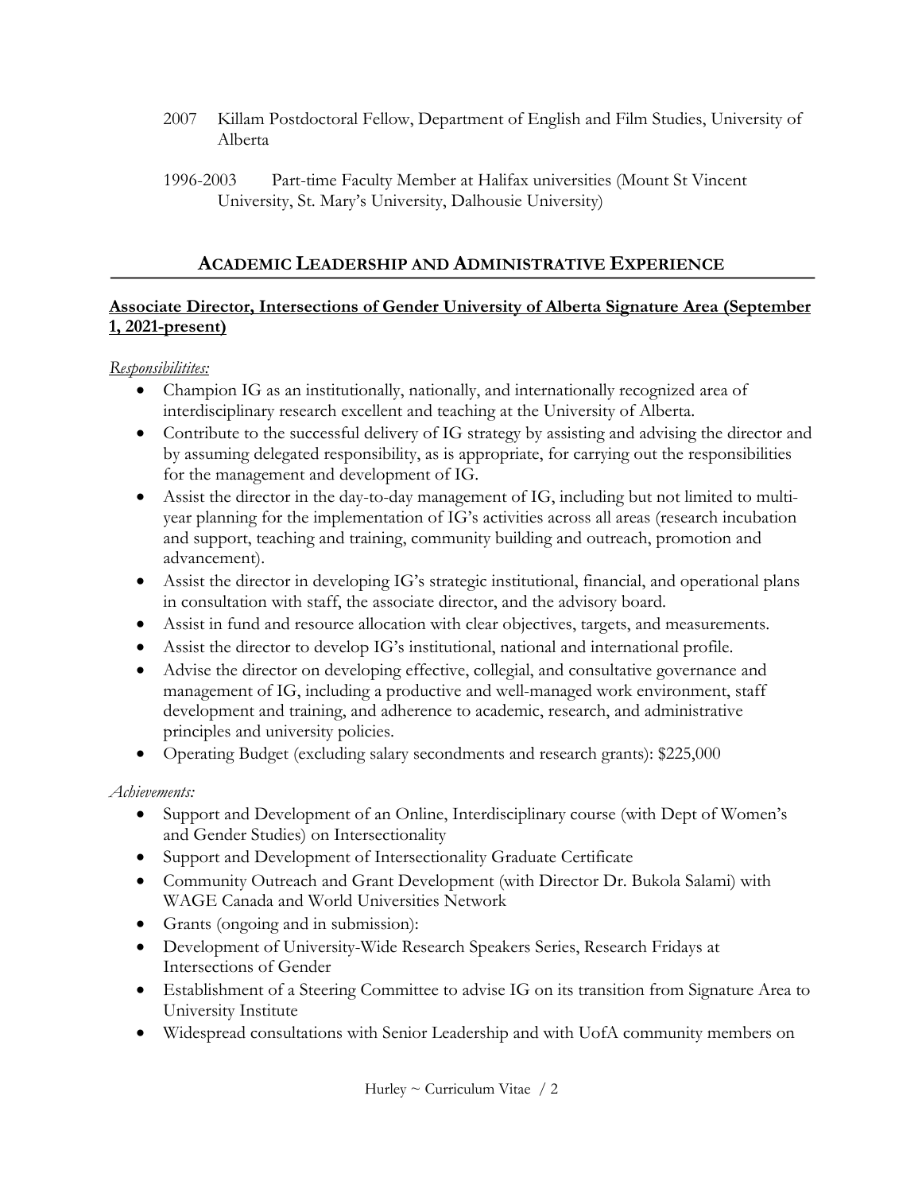- 2007 Killam Postdoctoral Fellow, Department of English and Film Studies, University of Alberta
- 1996-2003 Part-time Faculty Member at Halifax universities (Mount St Vincent University, St. Mary's University, Dalhousie University)

## ACADEMIC LEADERSHIP AND ADMINISTRATIVE EXPERIENCE

### Associate Director, Intersections of Gender University of Alberta Signature Area (September 1, 2021-present)

*Responsibilitites:*

- Champion IG as an institutionally, nationally, and internationally recognized area of interdisciplinary research excellent and teaching at the University of Alberta.
- Contribute to the successful delivery of IG strategy by assisting and advising the director and by assuming delegated responsibility, as is appropriate, for carrying out the responsibilities for the management and development of IG.
- Assist the director in the day-to-day management of IG, including but not limited to multi-year planning for the implementation of IG's activities across all areas (research incubation and support, teaching and training, community building and outreach, promotion and advancement).
- Assist the director in developing IG's strategic institutional, financial, and operational plans in consultation with staff, the associate director, and the advisory board.
- Assist in fund and resource allocation with clear objectives, targets, and measurements.
- Assist the director to develop IG's institutional, national and international profile.
- Advise the director on developing effective, collegial, and consultative governance and management of IG, including a productive and well-managed work environment, staff development and training, and adherence to academic, research, and administrative principles and university policies.
- Operating Budget (excluding salary secondments and research grants): $225,000

*Achievements:*

- Support and Development of an Online, Interdisciplinary course (with Dept of Women's and Gender Studies) on Intersectionality
- Support and Development of Intersectionality Graduate Certificate
- Community Outreach and Grant Development (with Director Dr. Bukola Salami) with WAGE Canada and World Universities Network
- Grants (ongoing and in submission):
- Development of University-Wide Research Speakers Series, Research Fridays at Intersections of Gender
- Establishment of a Steering Committee to advise IG on its transition from Signature Area to University Institute
- Widespread consultations with Senior Leadership and with UofA community members on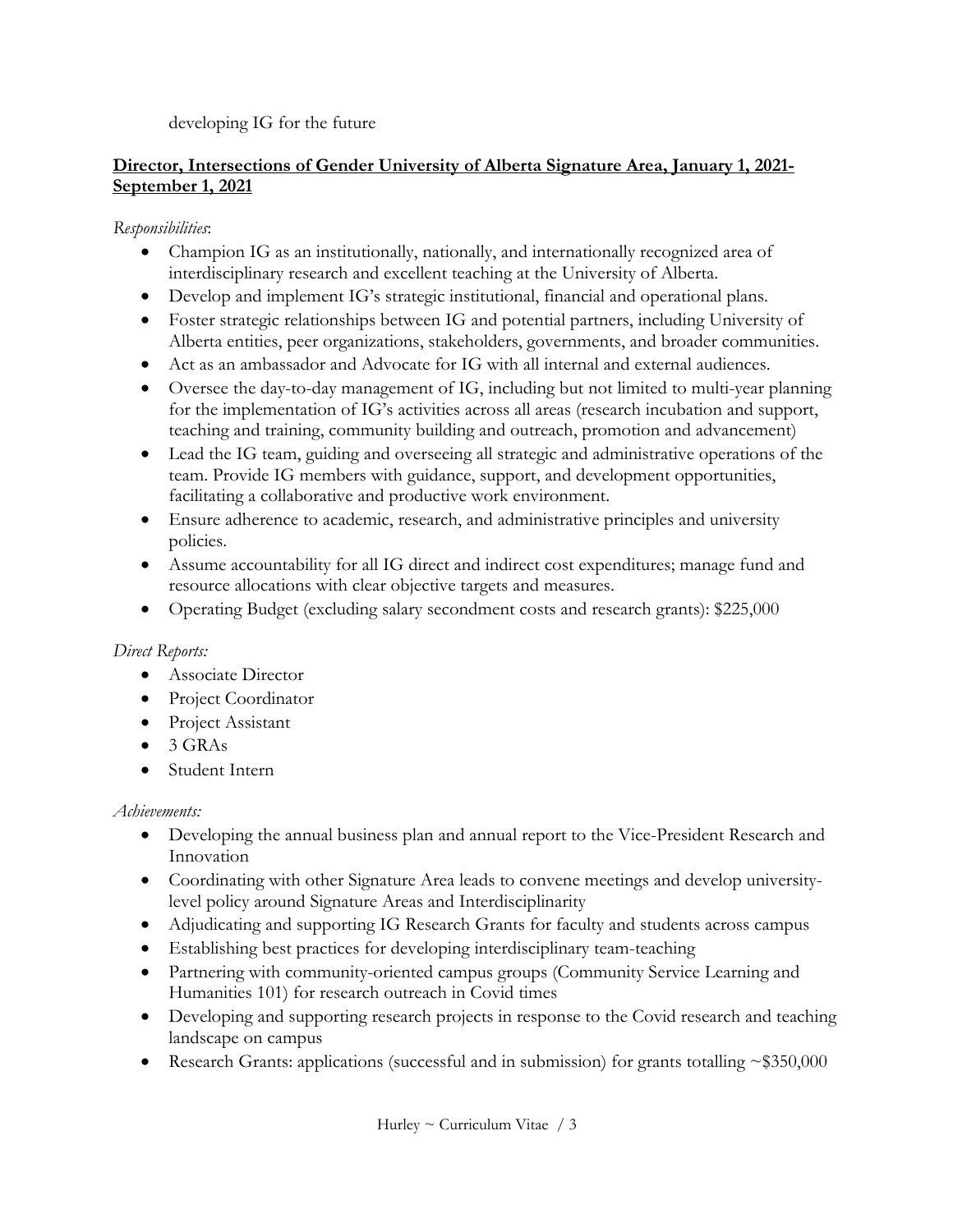developing IG for the future

**Director, Intersections of Gender University of Alberta Signature Area, January 1, 2021-September 1, 2021**

*Responsibilities*:

- Champion IG as an institutionally, nationally, and internationally recognized area of interdisciplinary research and excellent teaching at the University of Alberta.
- Develop and implement IG's strategic institutional, financial and operational plans.
- Foster strategic relationships between IG and potential partners, including University of Alberta entities, peer organizations, stakeholders, governments, and broader communities.
- Act as an ambassador and Advocate for IG with all internal and external audiences.
- Oversee the day-to-day management of IG, including but not limited to multi-year planning for the implementation of IG's activities across all areas (research incubation and support, teaching and training, community building and outreach, promotion and advancement)
- Lead the IG team, guiding and overseeing all strategic and administrative operations of the team. Provide IG members with guidance, support, and development opportunities, facilitating a collaborative and productive work environment.
- Ensure adherence to academic, research, and administrative principles and university policies.
- Assume accountability for all IG direct and indirect cost expenditures; manage fund and resource allocations with clear objective targets and measures.
- Operating Budget (excluding salary secondment costs and research grants): $225,000

*Direct Reports:*

- Associate Director
- Project Coordinator
- Project Assistant
- 3 GRAs
- Student Intern

*Achievements:*

- Developing the annual business plan and annual report to the Vice-President Research and Innovation
- Coordinating with other Signature Area leads to convene meetings and develop university-level policy around Signature Areas and Interdisciplinarity
- Adjudicating and supporting IG Research Grants for faculty and students across campus
- Establishing best practices for developing interdisciplinary team-teaching
- Partnering with community-oriented campus groups (Community Service Learning and Humanities 101) for research outreach in Covid times
- Developing and supporting research projects in response to the Covid research and teaching landscape on campus
- Research Grants: applications (successful and in submission) for grants totalling ~$350,000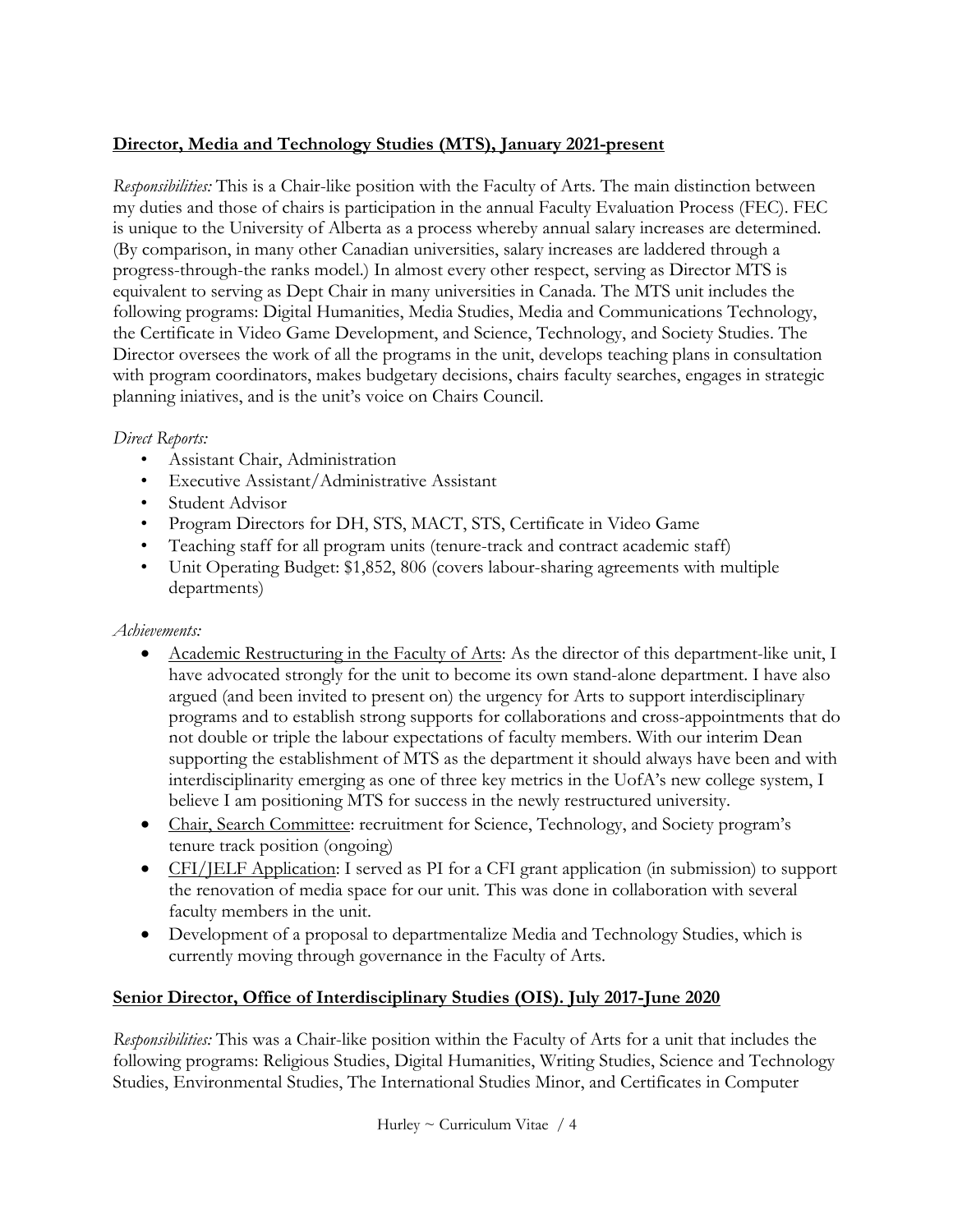**<u>Director, Media and Technology Studies (MTS), January 2021-present</u>**

*Responsibilities:* This is a Chair-like position with the Faculty of Arts. The main distinction between my duties and those of chairs is participation in the annual Faculty Evaluation Process (FEC). FEC is unique to the University of Alberta as a process whereby annual salary increases are determined. (By comparison, in many other Canadian universities, salary increases are laddered through a progress-through-the ranks model.) In almost every other respect, serving as Director MTS is equivalent to serving as Dept Chair in many universities in Canada. The MTS unit includes the following programs: Digital Humanities, Media Studies, Media and Communications Technology, the Certificate in Video Game Development, and Science, Technology, and Society Studies. The Director oversees the work of all the programs in the unit, develops teaching plans in consultation with program coordinators, makes budgetary decisions, chairs faculty searches, engages in strategic planning iniatives, and is the unit's voice on Chairs Council.

*Direct Reports:*

- Assistant Chair, Administration
- Executive Assistant/Administrative Assistant
- Student Advisor
- Program Directors for DH, STS, MACT, STS, Certificate in Video Game
- Teaching staff for all program units (tenure-track and contract academic staff)
- Unit Operating Budget: $1,852, 806 (covers labour-sharing agreements with multiple departments)

*Achievements:*

- <u>Academic Restructuring in the Faculty of Arts</u>: As the director of this department-like unit, I have advocated strongly for the unit to become its own stand-alone department. I have also argued (and been invited to present on) the urgency for Arts to support interdisciplinary programs and to establish strong supports for collaborations and cross-appointments that do not double or triple the labour expectations of faculty members. With our interim Dean supporting the establishment of MTS as the department it should always have been and with interdisciplinarity emerging as one of three key metrics in the UofA's new college system, I believe I am positioning MTS for success in the newly restructured university.
- <u>Chair, Search Committee</u>: recruitment for Science, Technology, and Society program's tenure track position (ongoing)
- <u>CFI/JELF Application</u>: I served as PI for a CFI grant application (in submission) to support the renovation of media space for our unit. This was done in collaboration with several faculty members in the unit.
- Development of a proposal to departmentalize Media and Technology Studies, which is currently moving through governance in the Faculty of Arts.

**<u>Senior Director, Office of Interdisciplinary Studies (OIS). July 2017-June 2020</u>**

*Responsibilities:* This was a Chair-like position within the Faculty of Arts for a unit that includes the following programs: Religious Studies, Digital Humanities, Writing Studies, Science and Technology Studies, Environmental Studies, The International Studies Minor, and Certificates in Computer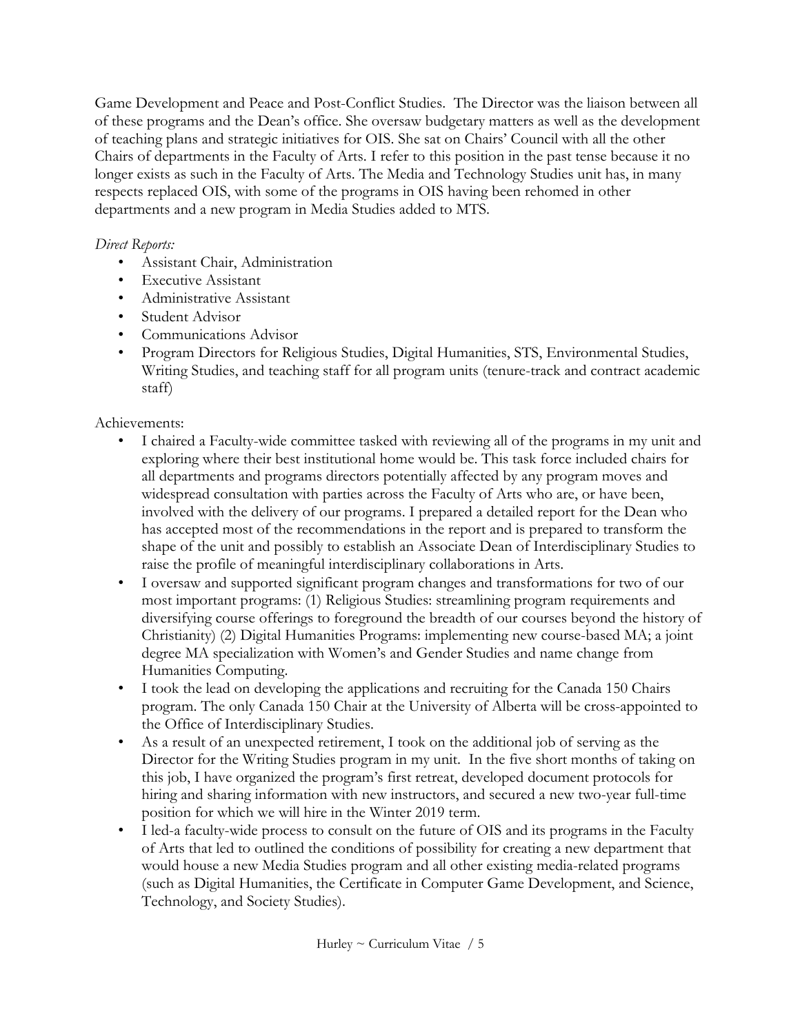Game Development and Peace and Post-Conflict Studies. The Director was the liaison between all of these programs and the Dean's office. She oversaw budgetary matters as well as the development of teaching plans and strategic initiatives for OIS. She sat on Chairs' Council with all the other Chairs of departments in the Faculty of Arts. I refer to this position in the past tense because it no longer exists as such in the Faculty of Arts. The Media and Technology Studies unit has, in many respects replaced OIS, with some of the programs in OIS having been rehomed in other departments and a new program in Media Studies added to MTS.

*Direct Reports:*

- Assistant Chair, Administration
- Executive Assistant
- Administrative Assistant
- Student Advisor
- Communications Advisor
- Program Directors for Religious Studies, Digital Humanities, STS, Environmental Studies, Writing Studies, and teaching staff for all program units (tenure-track and contract academic staff)

Achievements:

- I chaired a Faculty-wide committee tasked with reviewing all of the programs in my unit and exploring where their best institutional home would be. This task force included chairs for all departments and programs directors potentially affected by any program moves and widespread consultation with parties across the Faculty of Arts who are, or have been, involved with the delivery of our programs. I prepared a detailed report for the Dean who has accepted most of the recommendations in the report and is prepared to transform the shape of the unit and possibly to establish an Associate Dean of Interdisciplinary Studies to raise the profile of meaningful interdisciplinary collaborations in Arts.
- I oversaw and supported significant program changes and transformations for two of our most important programs: (1) Religious Studies: streamlining program requirements and diversifying course offerings to foreground the breadth of our courses beyond the history of Christianity) (2) Digital Humanities Programs: implementing new course-based MA; a joint degree MA specialization with Women's and Gender Studies and name change from Humanities Computing.
- I took the lead on developing the applications and recruiting for the Canada 150 Chairs program. The only Canada 150 Chair at the University of Alberta will be cross-appointed to the Office of Interdisciplinary Studies.
- As a result of an unexpected retirement, I took on the additional job of serving as the Director for the Writing Studies program in my unit. In the five short months of taking on this job, I have organized the program's first retreat, developed document protocols for hiring and sharing information with new instructors, and secured a new two-year full-time position for which we will hire in the Winter 2019 term.
- I led-a faculty-wide process to consult on the future of OIS and its programs in the Faculty of Arts that led to outlined the conditions of possibility for creating a new department that would house a new Media Studies program and all other existing media-related programs (such as Digital Humanities, the Certificate in Computer Game Development, and Science, Technology, and Society Studies).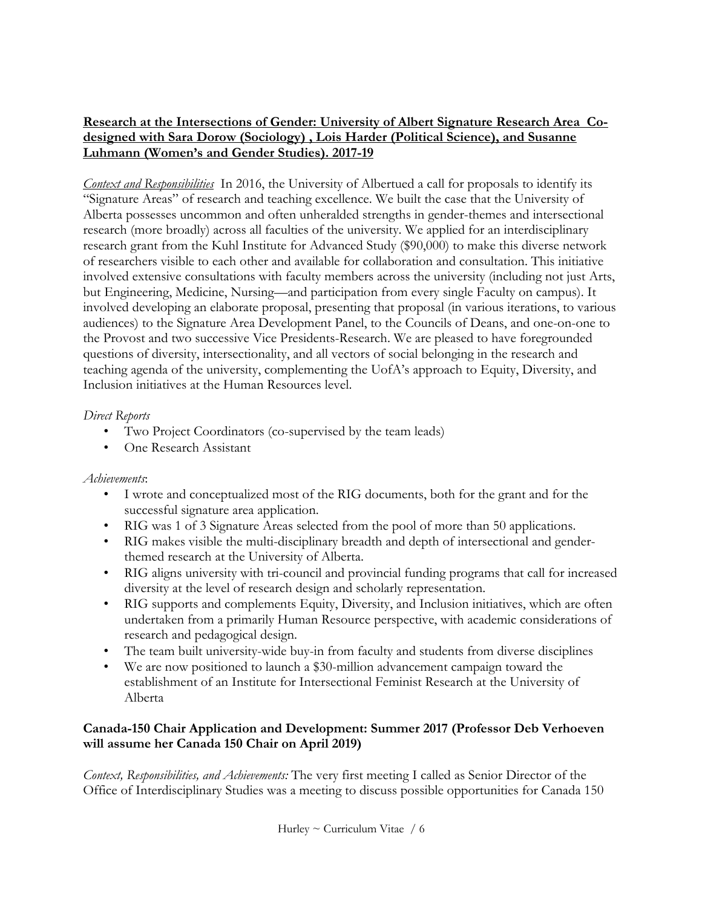**Research at the Intersections of Gender: University of Albert Signature Research Area Co-designed with Sara Dorow (Sociology) , Lois Harder (Political Science), and Susanne Luhmann (Women's and Gender Studies). 2017-19**

*Context and Responsibilities* In 2016, the University of Albertued a call for proposals to identify its "Signature Areas" of research and teaching excellence. We built the case that the University of Alberta possesses uncommon and often unheralded strengths in gender-themes and intersectional research (more broadly) across all faculties of the university. We applied for an interdisciplinary research grant from the Kuhl Institute for Advanced Study ($90,000) to make this diverse network of researchers visible to each other and available for collaboration and consultation. This initiative involved extensive consultations with faculty members across the university (including not just Arts, but Engineering, Medicine, Nursing—and participation from every single Faculty on campus). It involved developing an elaborate proposal, presenting that proposal (in various iterations, to various audiences) to the Signature Area Development Panel, to the Councils of Deans, and one-on-one to the Provost and two successive Vice Presidents-Research. We are pleased to have foregrounded questions of diversity, intersectionality, and all vectors of social belonging in the research and teaching agenda of the university, complementing the UofA's approach to Equity, Diversity, and Inclusion initiatives at the Human Resources level.

*Direct Reports*

- Two Project Coordinators (co-supervised by the team leads)
- One Research Assistant

*Achievements*:

- I wrote and conceptualized most of the RIG documents, both for the grant and for the successful signature area application.
- RIG was 1 of 3 Signature Areas selected from the pool of more than 50 applications.
- RIG makes visible the multi-disciplinary breadth and depth of intersectional and gender-themed research at the University of Alberta.
- RIG aligns university with tri-council and provincial funding programs that call for increased diversity at the level of research design and scholarly representation.
- RIG supports and complements Equity, Diversity, and Inclusion initiatives, which are often undertaken from a primarily Human Resource perspective, with academic considerations of research and pedagogical design.
- The team built university-wide buy-in from faculty and students from diverse disciplines
- We are now positioned to launch a $30-million advancement campaign toward the establishment of an Institute for Intersectional Feminist Research at the University of Alberta

**Canada-150 Chair Application and Development: Summer 2017 (Professor Deb Verhoeven will assume her Canada 150 Chair on April 2019)**

*Context, Responsibilities, and Achievements:* The very first meeting I called as Senior Director of the Office of Interdisciplinary Studies was a meeting to discuss possible opportunities for Canada 150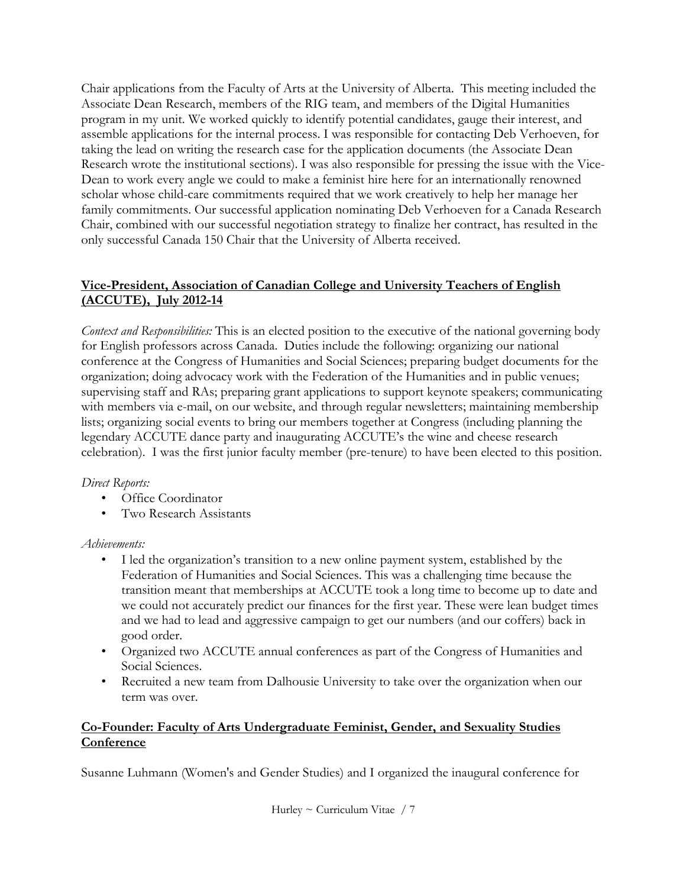Chair applications from the Faculty of Arts at the University of Alberta. This meeting included the Associate Dean Research, members of the RIG team, and members of the Digital Humanities program in my unit. We worked quickly to identify potential candidates, gauge their interest, and assemble applications for the internal process. I was responsible for contacting Deb Verhoeven, for taking the lead on writing the research case for the application documents (the Associate Dean Research wrote the institutional sections). I was also responsible for pressing the issue with the Vice-Dean to work every angle we could to make a feminist hire here for an internationally renowned scholar whose child-care commitments required that we work creatively to help her manage her family commitments. Our successful application nominating Deb Verhoeven for a Canada Research Chair, combined with our successful negotiation strategy to finalize her contract, has resulted in the only successful Canada 150 Chair that the University of Alberta received.

**Vice-President, Association of Canadian College and University Teachers of English (ACCUTE), July 2012-14**

*Context and Responsibilities:* This is an elected position to the executive of the national governing body for English professors across Canada. Duties include the following: organizing our national conference at the Congress of Humanities and Social Sciences; preparing budget documents for the organization; doing advocacy work with the Federation of the Humanities and in public venues; supervising staff and RAs; preparing grant applications to support keynote speakers; communicating with members via e-mail, on our website, and through regular newsletters; maintaining membership lists; organizing social events to bring our members together at Congress (including planning the legendary ACCUTE dance party and inaugurating ACCUTE's the wine and cheese research celebration). I was the first junior faculty member (pre-tenure) to have been elected to this position.

*Direct Reports:*

- Office Coordinator
- Two Research Assistants

*Achievements:*

- I led the organization's transition to a new online payment system, established by the Federation of Humanities and Social Sciences. This was a challenging time because the transition meant that memberships at ACCUTE took a long time to become up to date and we could not accurately predict our finances for the first year. These were lean budget times and we had to lead and aggressive campaign to get our numbers (and our coffers) back in good order.
- Organized two ACCUTE annual conferences as part of the Congress of Humanities and Social Sciences.
- Recruited a new team from Dalhousie University to take over the organization when our term was over.

**Co-Founder: Faculty of Arts Undergraduate Feminist, Gender, and Sexuality Studies Conference**

Susanne Luhmann (Women's and Gender Studies) and I organized the inaugural conference for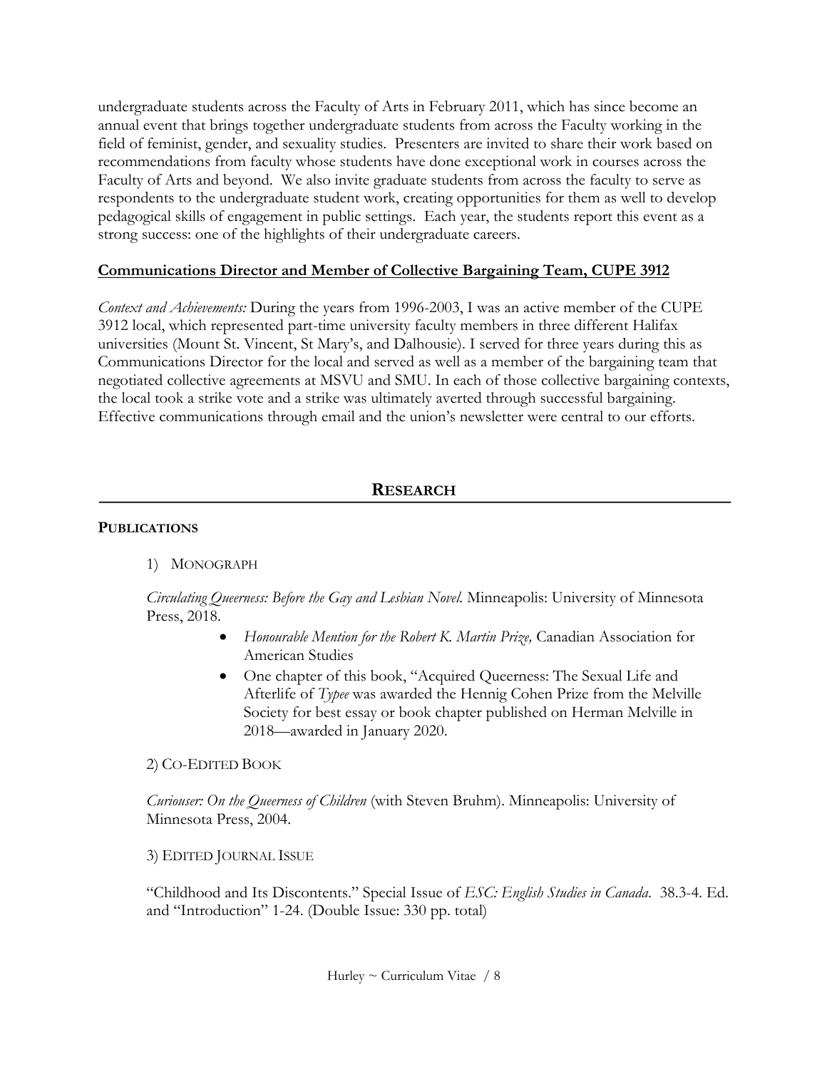undergraduate students across the Faculty of Arts in February 2011, which has since become an annual event that brings together undergraduate students from across the Faculty working in the field of feminist, gender, and sexuality studies. Presenters are invited to share their work based on recommendations from faculty whose students have done exceptional work in courses across the Faculty of Arts and beyond. We also invite graduate students from across the faculty to serve as respondents to the undergraduate student work, creating opportunities for them as well to develop pedagogical skills of engagement in public settings. Each year, the students report this event as a strong success: one of the highlights of their undergraduate careers.

**Communications Director and Member of Collective Bargaining Team, CUPE 3912**

*Context and Achievements:* During the years from 1996-2003, I was an active member of the CUPE 3912 local, which represented part-time university faculty members in three different Halifax universities (Mount St. Vincent, St Mary's, and Dalhousie). I served for three years during this as Communications Director for the local and served as well as a member of the bargaining team that negotiated collective agreements at MSVU and SMU. In each of those collective bargaining contexts, the local took a strike vote and a strike was ultimately averted through successful bargaining. Effective communications through email and the union's newsletter were central to our efforts.

## RESEARCH

### PUBLICATIONS

1) MONOGRAPH

*Circulating Queerness: Before the Gay and Lesbian Novel.* Minneapolis: University of Minnesota Press, 2018.

- *Honourable Mention for the Robert K. Martin Prize,* Canadian Association for American Studies
- One chapter of this book, "Acquired Queerness: The Sexual Life and Afterlife of *Typee* was awarded the Hennig Cohen Prize from the Melville Society for best essay or book chapter published on Herman Melville in 2018—awarded in January 2020.

2) CO-EDITED BOOK

*Curiouser: On the Queerness of Children* (with Steven Bruhm). Minneapolis: University of Minnesota Press, 2004.

3) EDITED JOURNAL ISSUE

"Childhood and Its Discontents." Special Issue of *ESC: English Studies in Canada.* 38.3-4. Ed. and "Introduction" 1-24. (Double Issue: 330 pp. total)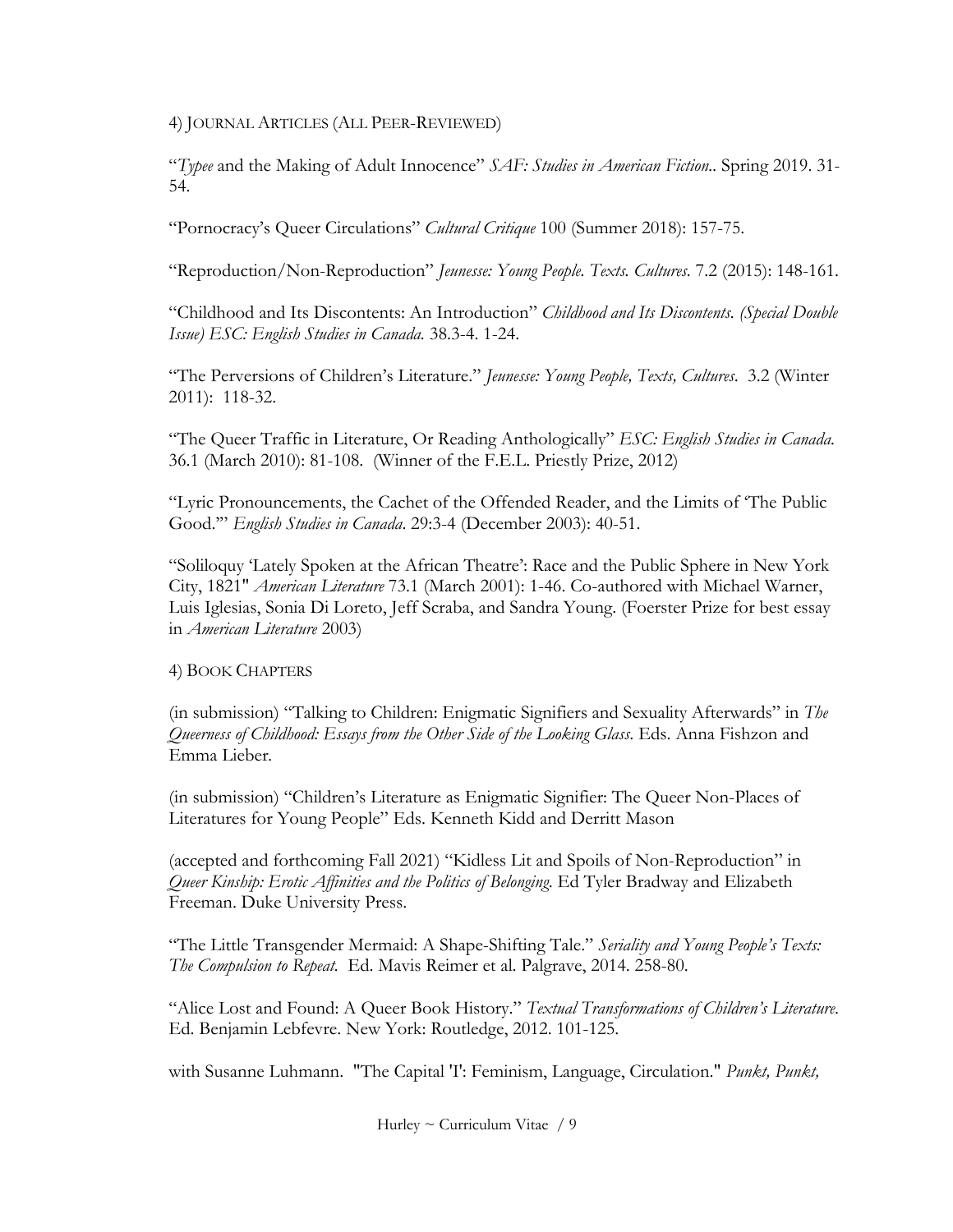4) Journal Articles (All Peer-Reviewed)

"*Typee* and the Making of Adult Innocence" *SAF: Studies in American Fiction.*. Spring 2019. 31-54.

"Pornocracy's Queer Circulations" *Cultural Critique* 100 (Summer 2018): 157-75.

"Reproduction/Non-Reproduction" *Jeunesse: Young People. Texts. Cultures.* 7.2 (2015): 148-161.

"Childhood and Its Discontents: An Introduction" *Childhood and Its Discontents. (Special Double Issue) ESC: English Studies in Canada.* 38.3-4. 1-24.

"The Perversions of Children's Literature." *Jeunesse: Young People, Texts, Cultures.* 3.2 (Winter 2011): 118-32.

"The Queer Traffic in Literature, Or Reading Anthologically" *ESC: English Studies in Canada.* 36.1 (March 2010): 81-108. (Winner of the F.E.L. Priestly Prize, 2012)

"Lyric Pronouncements, the Cachet of the Offended Reader, and the Limits of 'The Public Good.'" *English Studies in Canada.* 29:3-4 (December 2003): 40-51.

"Soliloquy 'Lately Spoken at the African Theatre': Race and the Public Sphere in New York City, 1821" *American Literature* 73.1 (March 2001): 1-46. Co-authored with Michael Warner, Luis Iglesias, Sonia Di Loreto, Jeff Scraba, and Sandra Young. (Foerster Prize for best essay in *American Literature* 2003)

4) Book Chapters

(in submission) "Talking to Children: Enigmatic Signifiers and Sexuality Afterwards" in *The Queerness of Childhood: Essays from the Other Side of the Looking Glass.* Eds. Anna Fishzon and Emma Lieber.

(in submission) "Children's Literature as Enigmatic Signifier: The Queer Non-Places of Literatures for Young People" Eds. Kenneth Kidd and Derritt Mason

(accepted and forthcoming Fall 2021) "Kidless Lit and Spoils of Non-Reproduction" in *Queer Kinship: Erotic Affinities and the Politics of Belonging.* Ed Tyler Bradway and Elizabeth Freeman. Duke University Press.

"The Little Transgender Mermaid: A Shape-Shifting Tale." *Seriality and Young People's Texts: The Compulsion to Repeat.* Ed. Mavis Reimer et al. Palgrave, 2014. 258-80.

"Alice Lost and Found: A Queer Book History." *Textual Transformations of Children's Literature.* Ed. Benjamin Lebfevre. New York: Routledge, 2012. 101-125.

with Susanne Luhmann. "The Capital 'I': Feminism, Language, Circulation." *Punkt, Punkt,*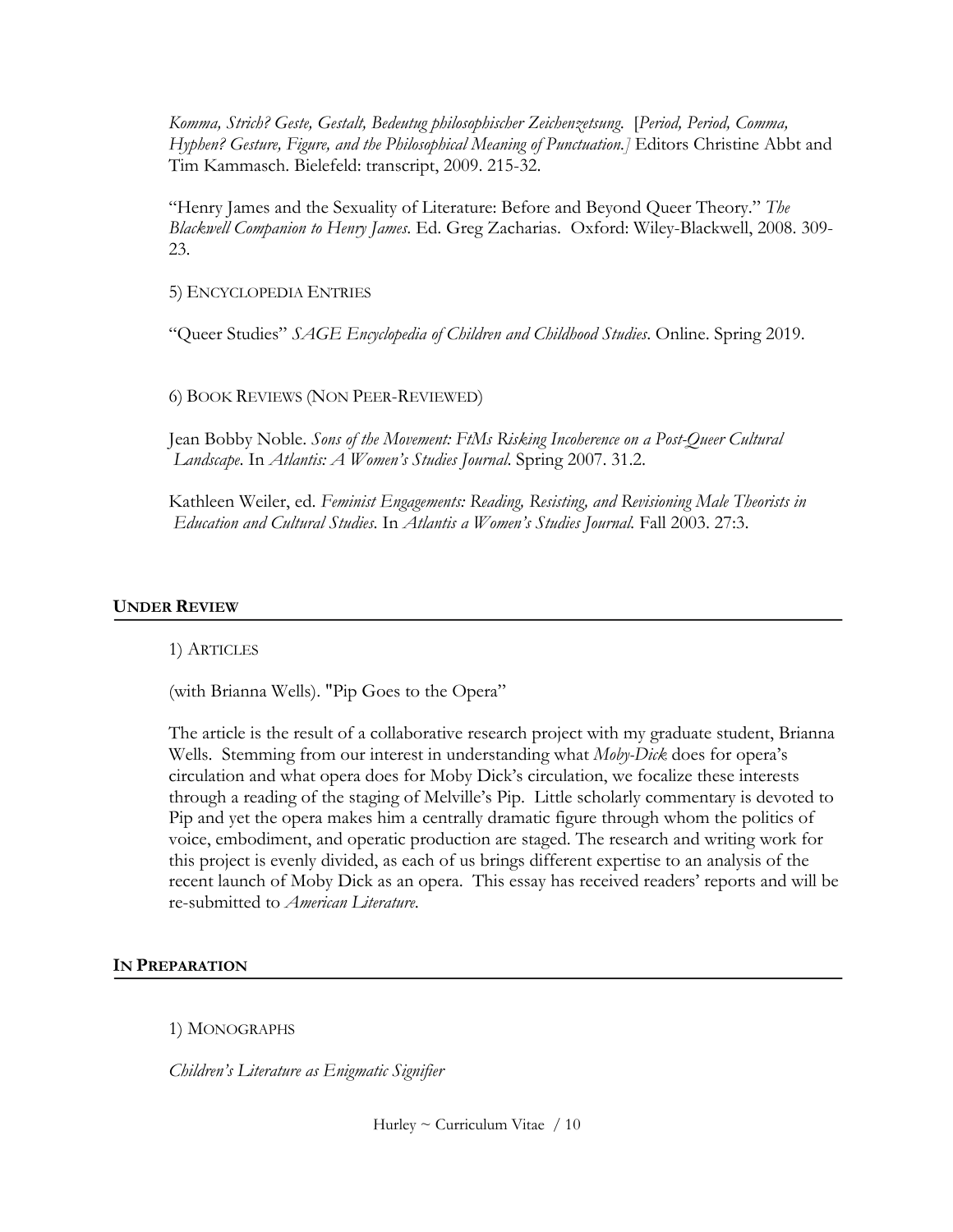*Komma, Strich? Geste, Gestalt, Bedeutug philosophischer Zeichenzetsung.* [*Period, Period, Comma, Hyphen? Gesture, Figure, and the Philosophical Meaning of Punctuation.]* Editors Christine Abbt and Tim Kammasch. Bielefeld: transcript, 2009. 215-32.

"Henry James and the Sexuality of Literature: Before and Beyond Queer Theory." *The Blackwell Companion to Henry James*. Ed. Greg Zacharias. Oxford: Wiley-Blackwell, 2008. 309-23.

5) ENCYCLOPEDIA ENTRIES

"Queer Studies" *SAGE Encyclopedia of Children and Childhood Studies*. Online. Spring 2019.

6) BOOK REVIEWS (NON PEER-REVIEWED)

Jean Bobby Noble. *Sons of the Movement: FtMs Risking Incoherence on a Post-Queer Cultural Landscape*. In *Atlantis: A Women's Studies Journal*. Spring 2007. 31.2.

Kathleen Weiler, ed. *Feminist Engagements: Reading, Resisting, and Revisioning Male Theorists in Education and Cultural Studies*. In *Atlantis a Women's Studies Journal.* Fall 2003. 27:3.

## UNDER REVIEW

1) ARTICLES

(with Brianna Wells). "Pip Goes to the Opera"

The article is the result of a collaborative research project with my graduate student, Brianna Wells. Stemming from our interest in understanding what *Moby-Dick* does for opera's circulation and what opera does for Moby Dick's circulation, we focalize these interests through a reading of the staging of Melville's Pip. Little scholarly commentary is devoted to Pip and yet the opera makes him a centrally dramatic figure through whom the politics of voice, embodiment, and operatic production are staged. The research and writing work for this project is evenly divided, as each of us brings different expertise to an analysis of the recent launch of Moby Dick as an opera. This essay has received readers' reports and will be re-submitted to *American Literature*.

## IN PREPARATION

1) MONOGRAPHS

*Children's Literature as Enigmatic Signifier*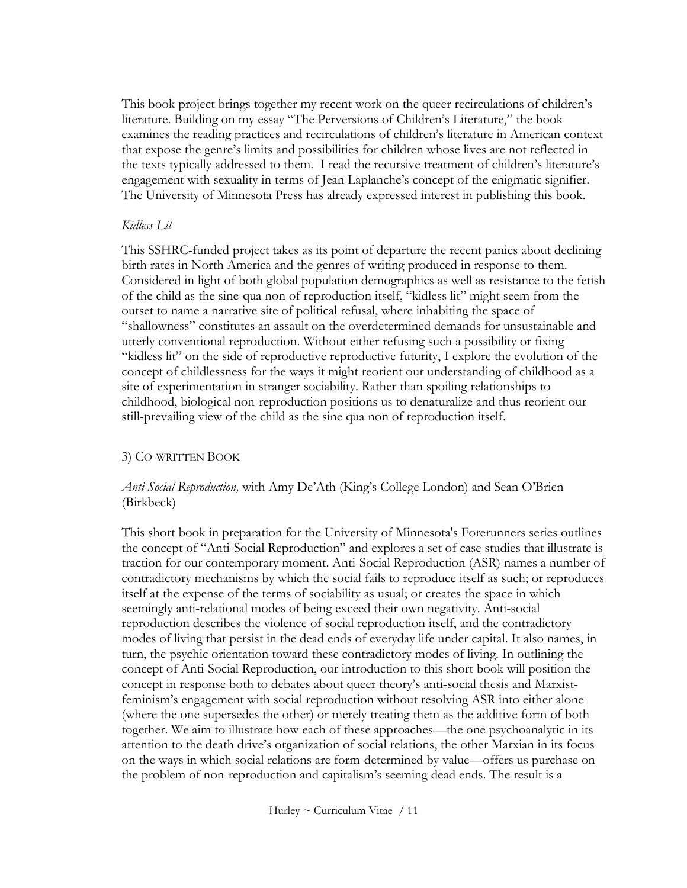This book project brings together my recent work on the queer recirculations of children's literature. Building on my essay "The Perversions of Children's Literature," the book examines the reading practices and recirculations of children's literature in American context that expose the genre's limits and possibilities for children whose lives are not reflected in the texts typically addressed to them. I read the recursive treatment of children's literature's engagement with sexuality in terms of Jean Laplanche's concept of the enigmatic signifier. The University of Minnesota Press has already expressed interest in publishing this book.

*Kidless Lit*

This SSHRC-funded project takes as its point of departure the recent panics about declining birth rates in North America and the genres of writing produced in response to them. Considered in light of both global population demographics as well as resistance to the fetish of the child as the sine-qua non of reproduction itself, "kidless lit" might seem from the outset to name a narrative site of political refusal, where inhabiting the space of "shallowness" constitutes an assault on the overdetermined demands for unsustainable and utterly conventional reproduction. Without either refusing such a possibility or fixing "kidless lit" on the side of reproductive reproductive futurity, I explore the evolution of the concept of childlessness for the ways it might reorient our understanding of childhood as a site of experimentation in stranger sociability. Rather than spoiling relationships to childhood, biological non-reproduction positions us to denaturalize and thus reorient our still-prevailing view of the child as the sine qua non of reproduction itself.

3) CO-WRITTEN BOOK

*Anti-Social Reproduction,* with Amy De'Ath (King's College London) and Sean O'Brien (Birkbeck)

This short book in preparation for the University of Minnesota's Forerunners series outlines the concept of "Anti-Social Reproduction" and explores a set of case studies that illustrate is traction for our contemporary moment. Anti-Social Reproduction (ASR) names a number of contradictory mechanisms by which the social fails to reproduce itself as such; or reproduces itself at the expense of the terms of sociability as usual; or creates the space in which seemingly anti-relational modes of being exceed their own negativity. Anti-social reproduction describes the violence of social reproduction itself, and the contradictory modes of living that persist in the dead ends of everyday life under capital. It also names, in turn, the psychic orientation toward these contradictory modes of living. In outlining the concept of Anti-Social Reproduction, our introduction to this short book will position the concept in response both to debates about queer theory's anti-social thesis and Marxist-feminism's engagement with social reproduction without resolving ASR into either alone (where the one supersedes the other) or merely treating them as the additive form of both together. We aim to illustrate how each of these approaches—the one psychoanalytic in its attention to the death drive's organization of social relations, the other Marxian in its focus on the ways in which social relations are form-determined by value—offers us purchase on the problem of non-reproduction and capitalism's seeming dead ends. The result is a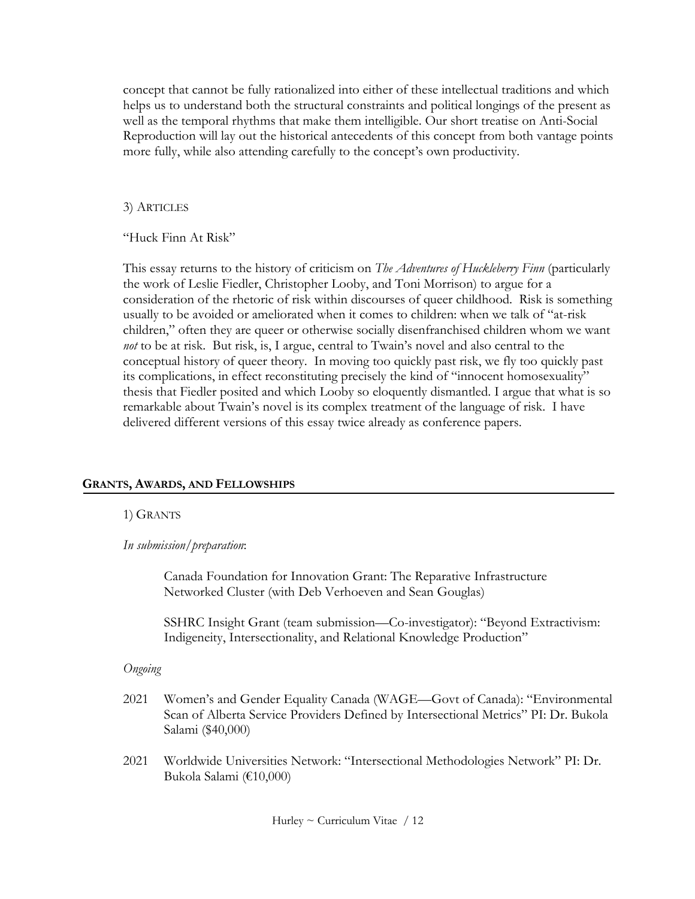concept that cannot be fully rationalized into either of these intellectual traditions and which helps us to understand both the structural constraints and political longings of the present as well as the temporal rhythms that make them intelligible. Our short treatise on Anti-Social Reproduction will lay out the historical antecedents of this concept from both vantage points more fully, while also attending carefully to the concept's own productivity.

3) ARTICLES

"Huck Finn At Risk"

This essay returns to the history of criticism on *The Adventures of Huckleberry Finn* (particularly the work of Leslie Fiedler, Christopher Looby, and Toni Morrison) to argue for a consideration of the rhetoric of risk within discourses of queer childhood. Risk is something usually to be avoided or ameliorated when it comes to children: when we talk of "at-risk children," often they are queer or otherwise socially disenfranchised children whom we want *not* to be at risk. But risk, is, I argue, central to Twain's novel and also central to the conceptual history of queer theory. In moving too quickly past risk, we fly too quickly past its complications, in effect reconstituting precisely the kind of "innocent homosexuality" thesis that Fiedler posited and which Looby so eloquently dismantled. I argue that what is so remarkable about Twain's novel is its complex treatment of the language of risk. I have delivered different versions of this essay twice already as conference papers.

## GRANTS, AWARDS, AND FELLOWSHIPS

1) GRANTS

*In submission/preparation*:

Canada Foundation for Innovation Grant: The Reparative Infrastructure Networked Cluster (with Deb Verhoeven and Sean Gouglas)

SSHRC Insight Grant (team submission—Co-investigator): "Beyond Extractivism: Indigeneity, Intersectionality, and Relational Knowledge Production"

*Ongoing*

2021 Women's and Gender Equality Canada (WAGE—Govt of Canada): "Environmental Scan of Alberta Service Providers Defined by Intersectional Metrics" PI: Dr. Bukola Salami ($40,000)

2021 Worldwide Universities Network: "Intersectional Methodologies Network" PI: Dr. Bukola Salami (€10,000)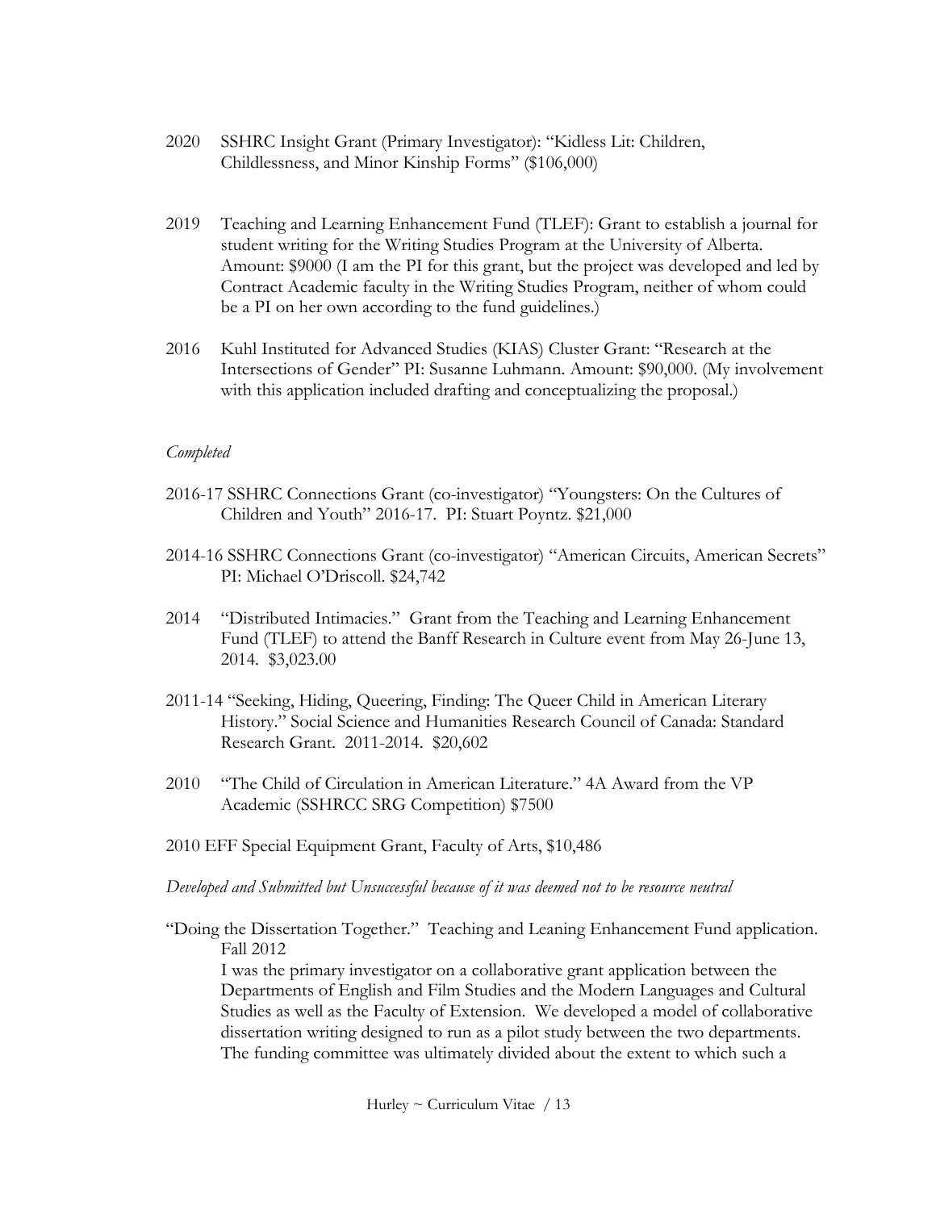2020 SSHRC Insight Grant (Primary Investigator): "Kidless Lit: Children, Childlessness, and Minor Kinship Forms" ($106,000)

2019 Teaching and Learning Enhancement Fund (TLEF): Grant to establish a journal for student writing for the Writing Studies Program at the University of Alberta. Amount: $9000 (I am the PI for this grant, but the project was developed and led by Contract Academic faculty in the Writing Studies Program, neither of whom could be a PI on her own according to the fund guidelines.)

2016 Kuhl Instituted for Advanced Studies (KIAS) Cluster Grant: "Research at the Intersections of Gender" PI: Susanne Luhmann. Amount: $90,000. (My involvement with this application included drafting and conceptualizing the proposal.)

*Completed*

2016-17 SSHRC Connections Grant (co-investigator) "Youngsters: On the Cultures of Children and Youth" 2016-17. PI: Stuart Poyntz. $21,000

2014-16 SSHRC Connections Grant (co-investigator) "American Circuits, American Secrets" PI: Michael O'Driscoll. $24,742

2014 "Distributed Intimacies." Grant from the Teaching and Learning Enhancement Fund (TLEF) to attend the Banff Research in Culture event from May 26-June 13, 2014. $3,023.00

2011-14 "Seeking, Hiding, Queering, Finding: The Queer Child in American Literary History." Social Science and Humanities Research Council of Canada: Standard Research Grant. 2011-2014. $20,602

2010 "The Child of Circulation in American Literature." 4A Award from the VP Academic (SSHRCC SRG Competition) $7500

2010 EFF Special Equipment Grant, Faculty of Arts, $10,486

*Developed and Submitted but Unsuccessful because of it was deemed not to be resource neutral*

"Doing the Dissertation Together." Teaching and Leaning Enhancement Fund application. Fall 2012

I was the primary investigator on a collaborative grant application between the Departments of English and Film Studies and the Modern Languages and Cultural Studies as well as the Faculty of Extension. We developed a model of collaborative dissertation writing designed to run as a pilot study between the two departments. The funding committee was ultimately divided about the extent to which such a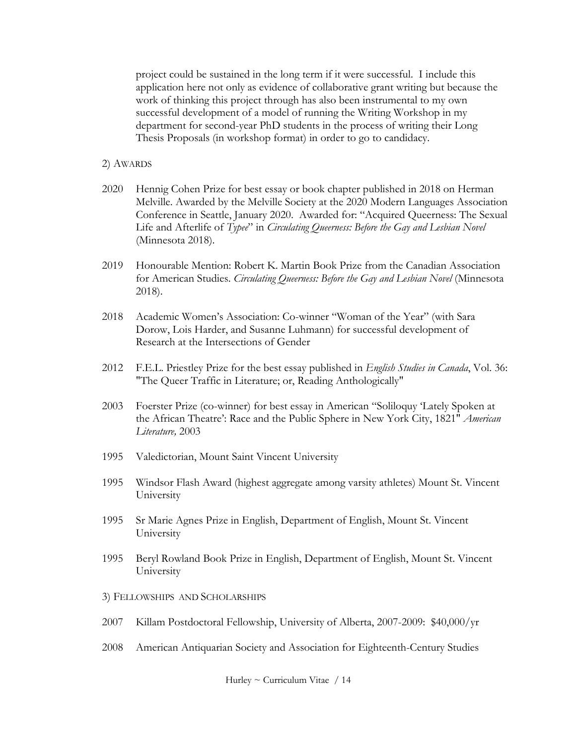project could be sustained in the long term if it were successful. I include this application here not only as evidence of collaborative grant writing but because the work of thinking this project through has also been instrumental to my own successful development of a model of running the Writing Workshop in my department for second-year PhD students in the process of writing their Long Thesis Proposals (in workshop format) in order to go to candidacy.

2) AWARDS

2020 Hennig Cohen Prize for best essay or book chapter published in 2018 on Herman Melville. Awarded by the Melville Society at the 2020 Modern Languages Association Conference in Seattle, January 2020. Awarded for: "Acquired Queerness: The Sexual Life and Afterlife of *Typee*" in *Circulating Queerness: Before the Gay and Lesbian Novel* (Minnesota 2018).

2019 Honourable Mention: Robert K. Martin Book Prize from the Canadian Association for American Studies. *Circulating Queerness: Before the Gay and Lesbian Novel* (Minnesota 2018).

2018 Academic Women's Association: Co-winner "Woman of the Year" (with Sara Dorow, Lois Harder, and Susanne Luhmann) for successful development of Research at the Intersections of Gender

2012 F.E.L. Priestley Prize for the best essay published in *English Studies in Canada*, Vol. 36: "The Queer Traffic in Literature; or, Reading Anthologically"

2003 Foerster Prize (co-winner) for best essay in American "Soliloquy 'Lately Spoken at the African Theatre': Race and the Public Sphere in New York City, 1821" *American Literature,* 2003

1995 Valedictorian, Mount Saint Vincent University

1995 Windsor Flash Award (highest aggregate among varsity athletes) Mount St. Vincent University

1995 Sr Marie Agnes Prize in English, Department of English, Mount St. Vincent University

1995 Beryl Rowland Book Prize in English, Department of English, Mount St. Vincent University

3) FELLOWSHIPS AND SCHOLARSHIPS

2007 Killam Postdoctoral Fellowship, University of Alberta, 2007-2009: $40,000/yr

2008 American Antiquarian Society and Association for Eighteenth-Century Studies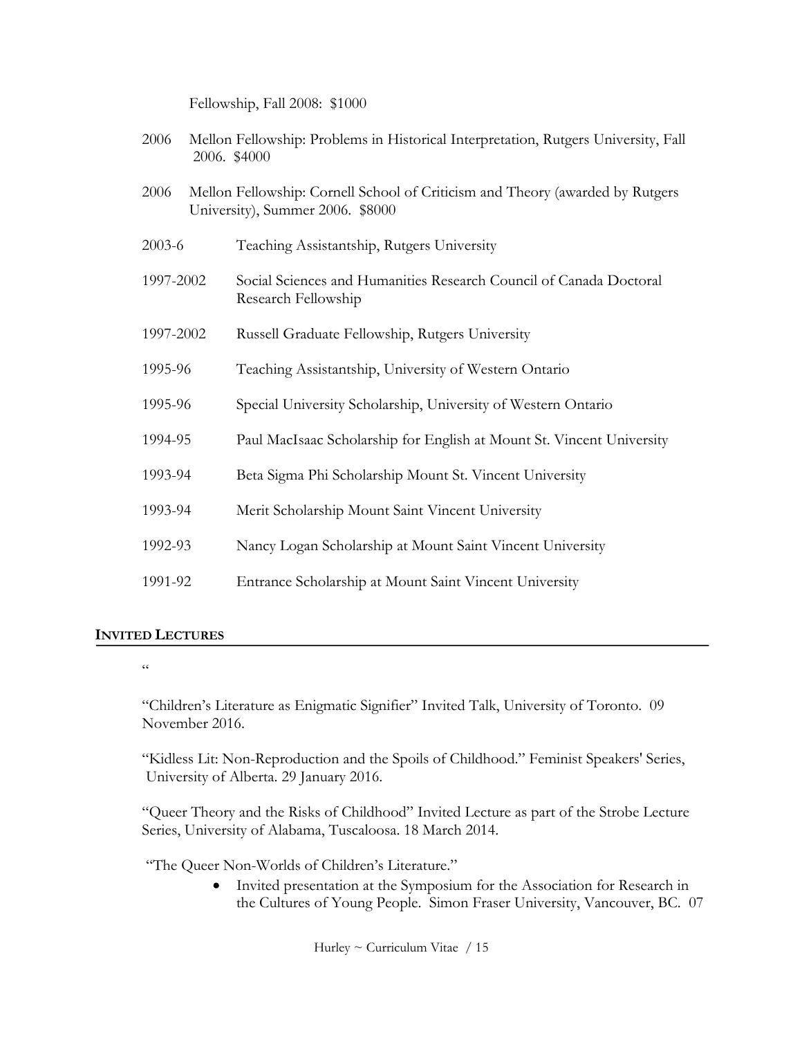Fellowship, Fall 2008: $1000

2006 Mellon Fellowship: Problems in Historical Interpretation, Rutgers University, Fall 2006. $4000

2006 Mellon Fellowship: Cornell School of Criticism and Theory (awarded by Rutgers University), Summer 2006. $8000

2003-6 Teaching Assistantship, Rutgers University

1997-2002 Social Sciences and Humanities Research Council of Canada Doctoral Research Fellowship

1997-2002 Russell Graduate Fellowship, Rutgers University

1995-96 Teaching Assistantship, University of Western Ontario

1995-96 Special University Scholarship, University of Western Ontario

1994-95 Paul MacIsaac Scholarship for English at Mount St. Vincent University

1993-94 Beta Sigma Phi Scholarship Mount St. Vincent University

1993-94 Merit Scholarship Mount Saint Vincent University

1992-93 Nancy Logan Scholarship at Mount Saint Vincent University

1991-92 Entrance Scholarship at Mount Saint Vincent University

## INVITED LECTURES

"

"Children's Literature as Enigmatic Signifier" Invited Talk, University of Toronto. 09 November 2016.

"Kidless Lit: Non-Reproduction and the Spoils of Childhood." Feminist Speakers' Series, University of Alberta. 29 January 2016.

"Queer Theory and the Risks of Childhood" Invited Lecture as part of the Strobe Lecture Series, University of Alabama, Tuscaloosa. 18 March 2014.

"The Queer Non-Worlds of Children's Literature."

- Invited presentation at the Symposium for the Association for Research in the Cultures of Young People. Simon Fraser University, Vancouver, BC. 07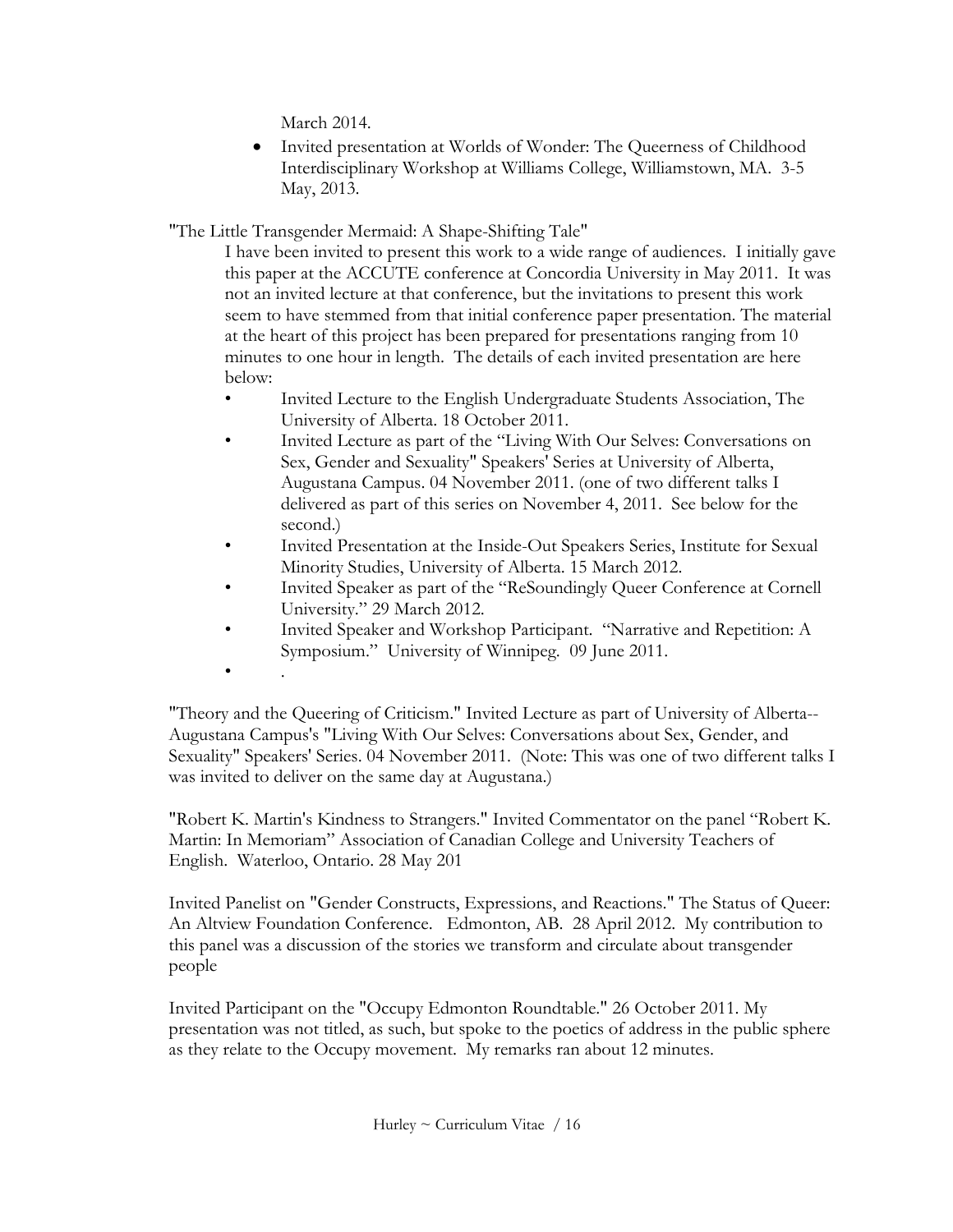March 2014.

- Invited presentation at Worlds of Wonder: The Queerness of Childhood Interdisciplinary Workshop at Williams College, Williamstown, MA. 3-5 May, 2013.

"The Little Transgender Mermaid: A Shape-Shifting Tale"

I have been invited to present this work to a wide range of audiences. I initially gave this paper at the ACCUTE conference at Concordia University in May 2011. It was not an invited lecture at that conference, but the invitations to present this work seem to have stemmed from that initial conference paper presentation. The material at the heart of this project has been prepared for presentations ranging from 10 minutes to one hour in length. The details of each invited presentation are here below:

- Invited Lecture to the English Undergraduate Students Association, The University of Alberta. 18 October 2011.
- Invited Lecture as part of the "Living With Our Selves: Conversations on Sex, Gender and Sexuality" Speakers' Series at University of Alberta, Augustana Campus. 04 November 2011. (one of two different talks I delivered as part of this series on November 4, 2011. See below for the second.)
- Invited Presentation at the Inside-Out Speakers Series, Institute for Sexual Minority Studies, University of Alberta. 15 March 2012.
- Invited Speaker as part of the "ReSoundingly Queer Conference at Cornell University." 29 March 2012.
- Invited Speaker and Workshop Participant. "Narrative and Repetition: A Symposium." University of Winnipeg. 09 June 2011.
- .

"Theory and the Queering of Criticism." Invited Lecture as part of University of Alberta--Augustana Campus's "Living With Our Selves: Conversations about Sex, Gender, and Sexuality" Speakers' Series. 04 November 2011. (Note: This was one of two different talks I was invited to deliver on the same day at Augustana.)

"Robert K. Martin's Kindness to Strangers." Invited Commentator on the panel "Robert K. Martin: In Memoriam" Association of Canadian College and University Teachers of English. Waterloo, Ontario. 28 May 201

Invited Panelist on "Gender Constructs, Expressions, and Reactions." The Status of Queer: An Altview Foundation Conference. Edmonton, AB. 28 April 2012. My contribution to this panel was a discussion of the stories we transform and circulate about transgender people

Invited Participant on the "Occupy Edmonton Roundtable." 26 October 2011. My presentation was not titled, as such, but spoke to the poetics of address in the public sphere as they relate to the Occupy movement. My remarks ran about 12 minutes.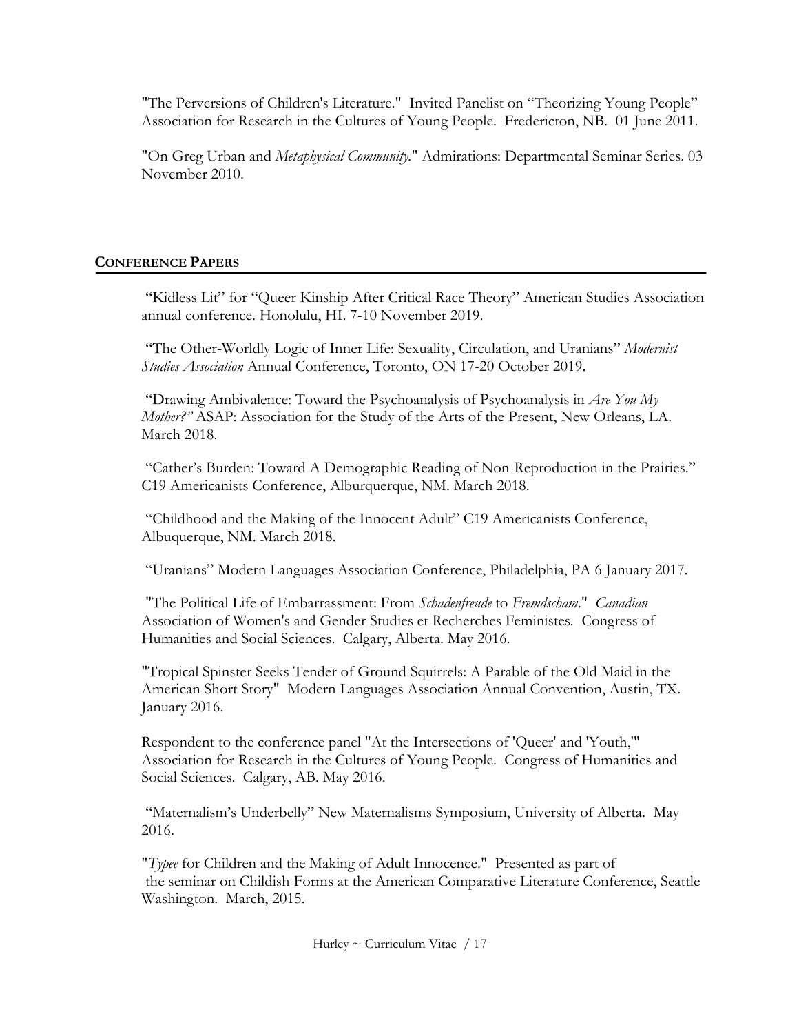"The Perversions of Children's Literature." Invited Panelist on "Theorizing Young People" Association for Research in the Cultures of Young People. Fredericton, NB. 01 June 2011.

"On Greg Urban and *Metaphysical Community*." Admirations: Departmental Seminar Series. 03 November 2010.

## CONFERENCE PAPERS

"Kidless Lit" for "Queer Kinship After Critical Race Theory" American Studies Association annual conference. Honolulu, HI. 7-10 November 2019.

"The Other-Worldly Logic of Inner Life: Sexuality, Circulation, and Uranians" *Modernist Studies Association* Annual Conference, Toronto, ON 17-20 October 2019.

"Drawing Ambivalence: Toward the Psychoanalysis of Psychoanalysis in *Are You My Mother?"* ASAP: Association for the Study of the Arts of the Present, New Orleans, LA. March 2018.

"Cather's Burden: Toward A Demographic Reading of Non-Reproduction in the Prairies." C19 Americanists Conference, Alburquerque, NM. March 2018.

"Childhood and the Making of the Innocent Adult" C19 Americanists Conference, Albuquerque, NM. March 2018.

"Uranians" Modern Languages Association Conference, Philadelphia, PA 6 January 2017.

"The Political Life of Embarrassment: From *Schadenfreude* to *Fremdscham*." *Canadian* Association of Women's and Gender Studies et Recherches Feministes. Congress of Humanities and Social Sciences. Calgary, Alberta. May 2016.

"Tropical Spinster Seeks Tender of Ground Squirrels: A Parable of the Old Maid in the American Short Story" Modern Languages Association Annual Convention, Austin, TX. January 2016.

Respondent to the conference panel "At the Intersections of 'Queer' and 'Youth,'" Association for Research in the Cultures of Young People. Congress of Humanities and Social Sciences. Calgary, AB. May 2016.

"Maternalism's Underbelly" New Maternalisms Symposium, University of Alberta. May 2016.

"*Typee* for Children and the Making of Adult Innocence." Presented as part of the seminar on Childish Forms at the American Comparative Literature Conference, Seattle Washington. March, 2015.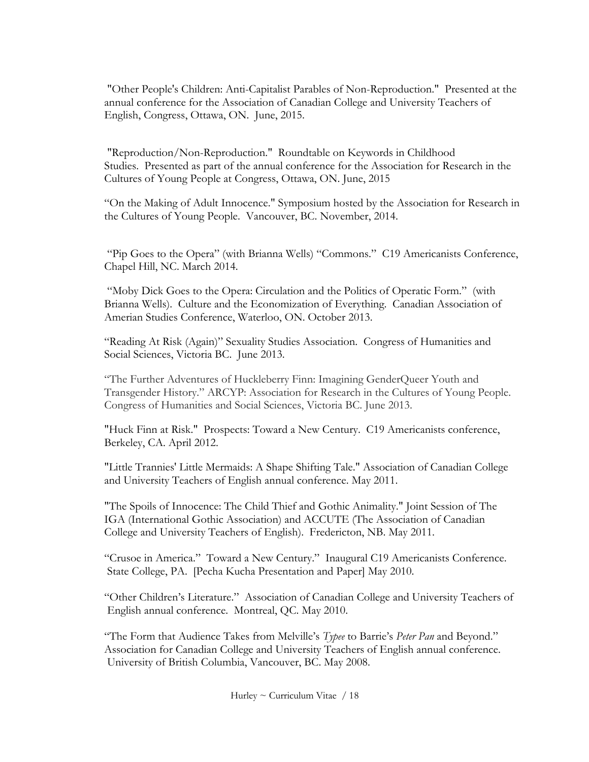"Other People's Children: Anti-Capitalist Parables of Non-Reproduction." Presented at the annual conference for the Association of Canadian College and University Teachers of English, Congress, Ottawa, ON. June, 2015.

"Reproduction/Non-Reproduction." Roundtable on Keywords in Childhood Studies. Presented as part of the annual conference for the Association for Research in the Cultures of Young People at Congress, Ottawa, ON. June, 2015

"On the Making of Adult Innocence." Symposium hosted by the Association for Research in the Cultures of Young People. Vancouver, BC. November, 2014.

"Pip Goes to the Opera" (with Brianna Wells) "Commons." C19 Americanists Conference, Chapel Hill, NC. March 2014.

"Moby Dick Goes to the Opera: Circulation and the Politics of Operatic Form." (with Brianna Wells). Culture and the Economization of Everything. Canadian Association of Amerian Studies Conference, Waterloo, ON. October 2013.

"Reading At Risk (Again)" Sexuality Studies Association. Congress of Humanities and Social Sciences, Victoria BC. June 2013.

"The Further Adventures of Huckleberry Finn: Imagining GenderQueer Youth and Transgender History." ARCYP: Association for Research in the Cultures of Young People. Congress of Humanities and Social Sciences, Victoria BC. June 2013.

"Huck Finn at Risk." Prospects: Toward a New Century. C19 Americanists conference, Berkeley, CA. April 2012.

"Little Trannies' Little Mermaids: A Shape Shifting Tale." Association of Canadian College and University Teachers of English annual conference. May 2011.

"The Spoils of Innocence: The Child Thief and Gothic Animality." Joint Session of The IGA (International Gothic Association) and ACCUTE (The Association of Canadian College and University Teachers of English). Fredericton, NB. May 2011.

"Crusoe in America." Toward a New Century." Inaugural C19 Americanists Conference. State College, PA. [Pecha Kucha Presentation and Paper] May 2010.

"Other Children's Literature." Association of Canadian College and University Teachers of English annual conference. Montreal, QC. May 2010.

"The Form that Audience Takes from Melville's *Typee* to Barrie's *Peter Pan* and Beyond." Association for Canadian College and University Teachers of English annual conference. University of British Columbia, Vancouver, BC. May 2008.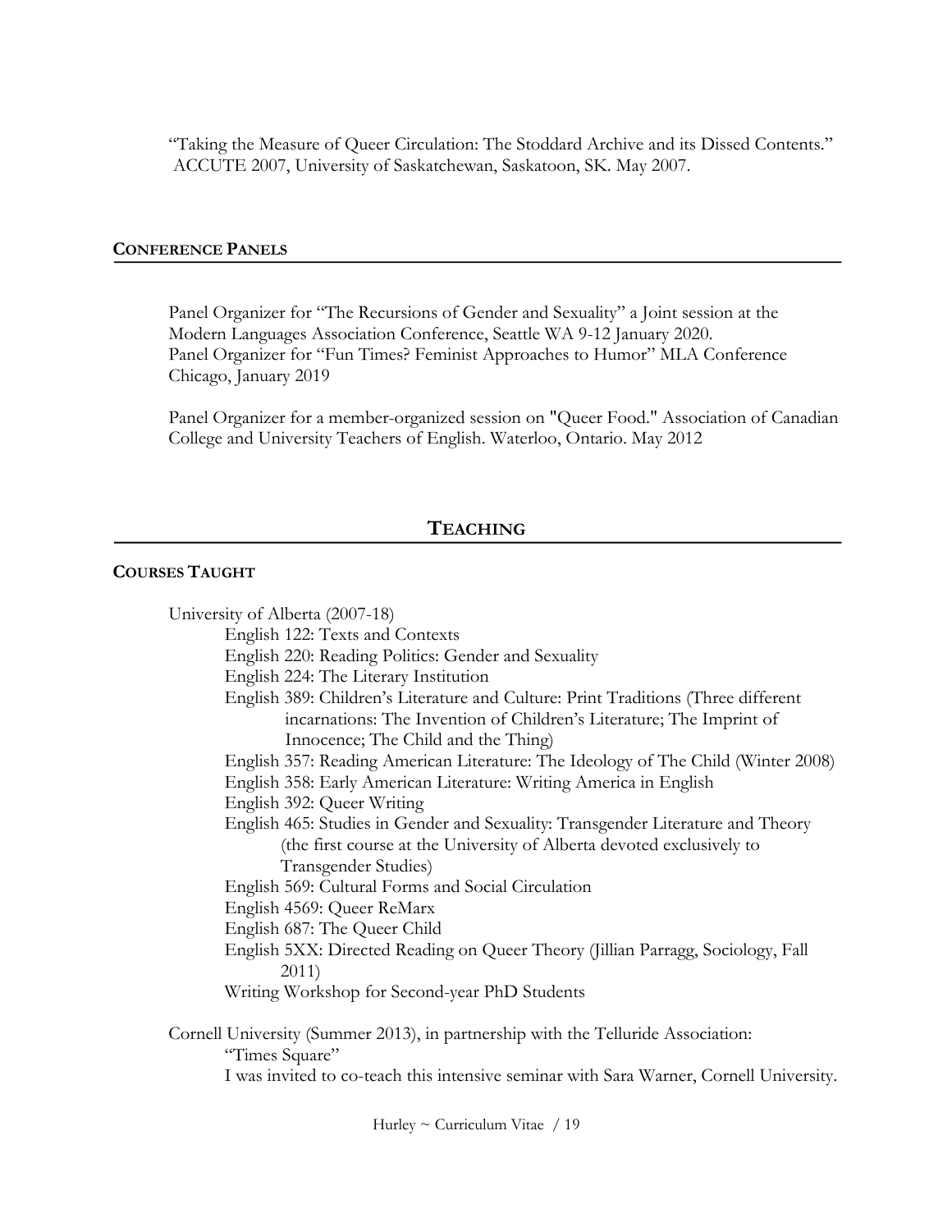"Taking the Measure of Queer Circulation: The Stoddard Archive and its Dissed Contents." ACCUTE 2007, University of Saskatchewan, Saskatoon, SK. May 2007.

### CONFERENCE PANELS

Panel Organizer for "The Recursions of Gender and Sexuality" a Joint session at the Modern Languages Association Conference, Seattle WA 9-12 January 2020.
Panel Organizer for "Fun Times? Feminist Approaches to Humor" MLA Conference Chicago, January 2019

Panel Organizer for a member-organized session on "Queer Food." Association of Canadian College and University Teachers of English. Waterloo, Ontario. May 2012

## TEACHING

### COURSES TAUGHT

University of Alberta (2007-18)

- English 122: Texts and Contexts
- English 220: Reading Politics: Gender and Sexuality
- English 224: The Literary Institution
- English 389: Children's Literature and Culture: Print Traditions (Three different incarnations: The Invention of Children's Literature; The Imprint of Innocence; The Child and the Thing)
- English 357: Reading American Literature: The Ideology of The Child (Winter 2008)
- English 358: Early American Literature: Writing America in English
- English 392: Queer Writing
- English 465: Studies in Gender and Sexuality: Transgender Literature and Theory (the first course at the University of Alberta devoted exclusively to Transgender Studies)
- English 569: Cultural Forms and Social Circulation
- English 4569: Queer ReMarx
- English 687: The Queer Child
- English 5XX: Directed Reading on Queer Theory (Jillian Parragg, Sociology, Fall 2011)
- Writing Workshop for Second-year PhD Students

Cornell University (Summer 2013), in partnership with the Telluride Association:

- "Times Square"
  I was invited to co-teach this intensive seminar with Sara Warner, Cornell University.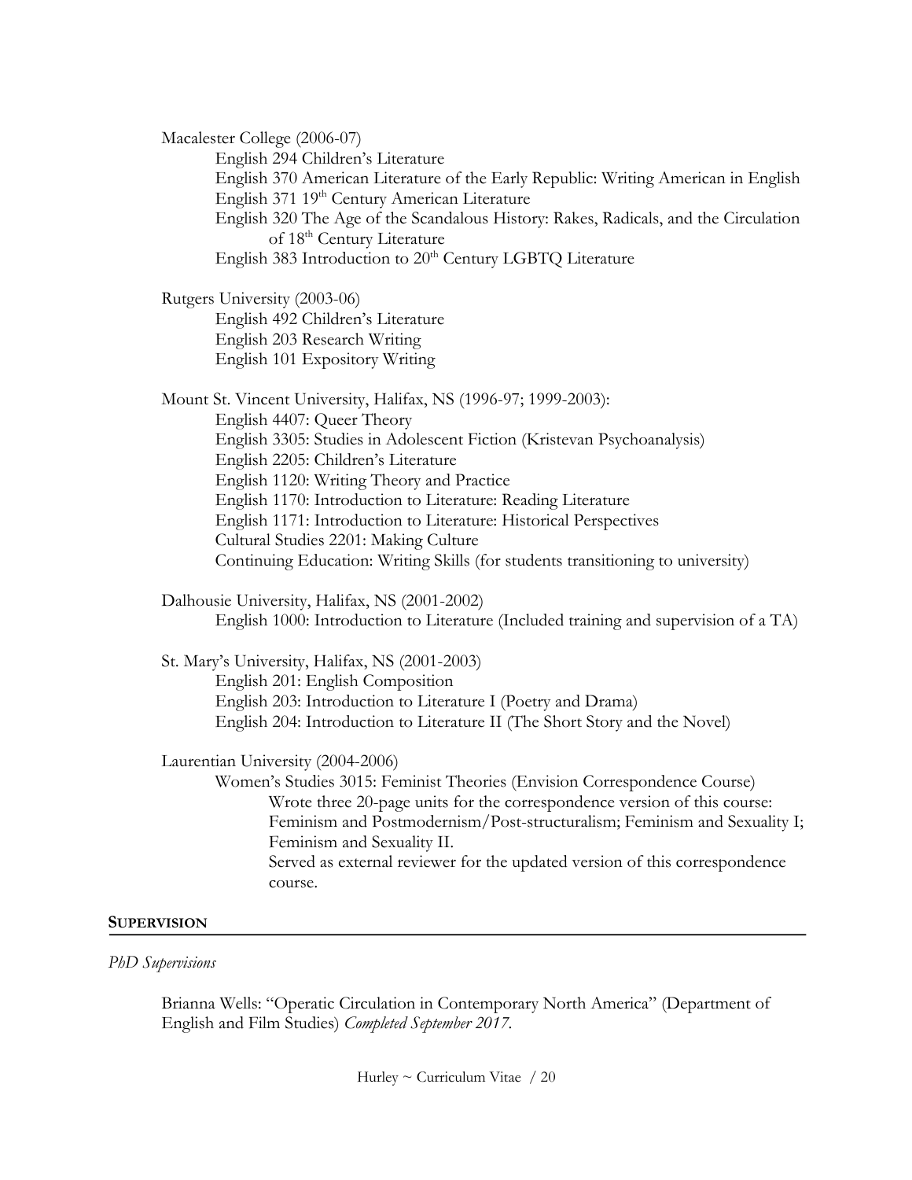Macalester College (2006-07)

- English 294 Children's Literature
- English 370 American Literature of the Early Republic: Writing American in English
- English 371 19th Century American Literature
- English 320 The Age of the Scandalous History: Rakes, Radicals, and the Circulation of 18th Century Literature
- English 383 Introduction to 20th Century LGBTQ Literature

Rutgers University (2003-06)

- English 492 Children's Literature
- English 203 Research Writing
- English 101 Expository Writing

Mount St. Vincent University, Halifax, NS (1996-97; 1999-2003):

- English 4407: Queer Theory
- English 3305: Studies in Adolescent Fiction (Kristevan Psychoanalysis)
- English 2205: Children's Literature
- English 1120: Writing Theory and Practice
- English 1170: Introduction to Literature: Reading Literature
- English 1171: Introduction to Literature: Historical Perspectives
- Cultural Studies 2201: Making Culture
- Continuing Education: Writing Skills (for students transitioning to university)

Dalhousie University, Halifax, NS (2001-2002)

- English 1000: Introduction to Literature (Included training and supervision of a TA)

St. Mary's University, Halifax, NS (2001-2003)

- English 201: English Composition
- English 203: Introduction to Literature I (Poetry and Drama)
- English 204: Introduction to Literature II (The Short Story and the Novel)

Laurentian University (2004-2006)

- Women's Studies 3015: Feminist Theories (Envision Correspondence Course)
  - Wrote three 20-page units for the correspondence version of this course: Feminism and Postmodernism/Post-structuralism; Feminism and Sexuality I; Feminism and Sexuality II.
  - Served as external reviewer for the updated version of this correspondence course.

## SUPERVISION

*PhD Supervisions*

Brianna Wells: "Operatic Circulation in Contemporary North America" (Department of English and Film Studies) *Completed September 2017*.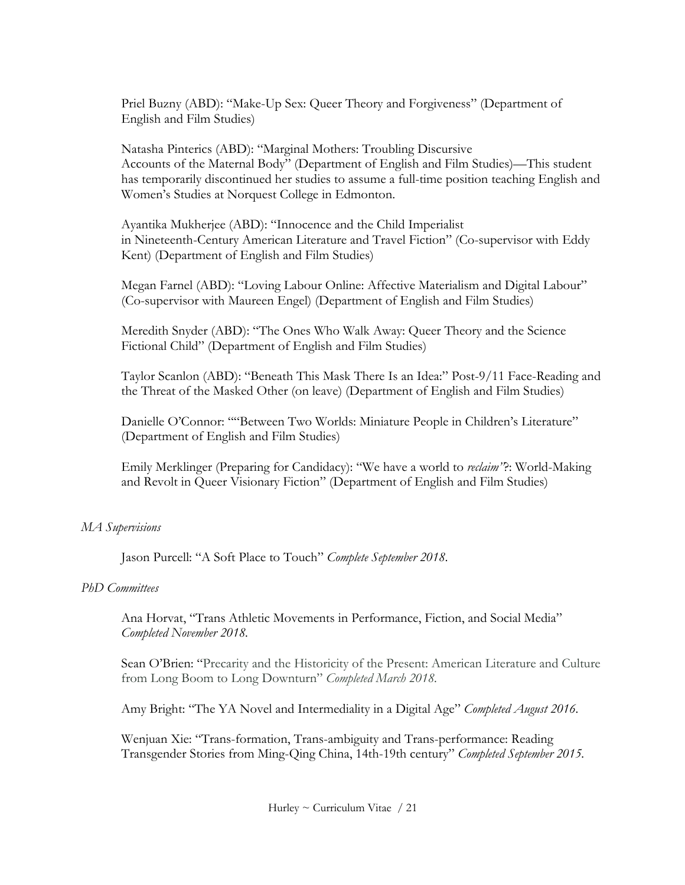Priel Buzny (ABD): "Make-Up Sex: Queer Theory and Forgiveness" (Department of English and Film Studies)

Natasha Pinterics (ABD): "Marginal Mothers: Troubling Discursive Accounts of the Maternal Body" (Department of English and Film Studies)—This student has temporarily discontinued her studies to assume a full-time position teaching English and Women's Studies at Norquest College in Edmonton.

Ayantika Mukherjee (ABD): "Innocence and the Child Imperialist in Nineteenth-Century American Literature and Travel Fiction" (Co-supervisor with Eddy Kent) (Department of English and Film Studies)

Megan Farnel (ABD): "Loving Labour Online: Affective Materialism and Digital Labour" (Co-supervisor with Maureen Engel) (Department of English and Film Studies)

Meredith Snyder (ABD): "The Ones Who Walk Away: Queer Theory and the Science Fictional Child" (Department of English and Film Studies)

Taylor Scanlon (ABD): "Beneath This Mask There Is an Idea:" Post-9/11 Face-Reading and the Threat of the Masked Other (on leave) (Department of English and Film Studies)

Danielle O'Connor: ""Between Two Worlds: Miniature People in Children's Literature" (Department of English and Film Studies)

Emily Merklinger (Preparing for Candidacy): "We have a world to *reclaim*"?: World-Making and Revolt in Queer Visionary Fiction" (Department of English and Film Studies)

*MA Supervisions*

Jason Purcell: "A Soft Place to Touch" *Complete September 2018*.

*PhD Committees*

Ana Horvat, "Trans Athletic Movements in Performance, Fiction, and Social Media" *Completed November 2018*.

Sean O'Brien: "Precarity and the Historicity of the Present: American Literature and Culture from Long Boom to Long Downturn" *Completed March 2018*.

Amy Bright: "The YA Novel and Intermediality in a Digital Age" *Completed August 2016*.

Wenjuan Xie: "Trans-formation, Trans-ambiguity and Trans-performance: Reading Transgender Stories from Ming-Qing China, 14th-19th century" *Completed September 2015*.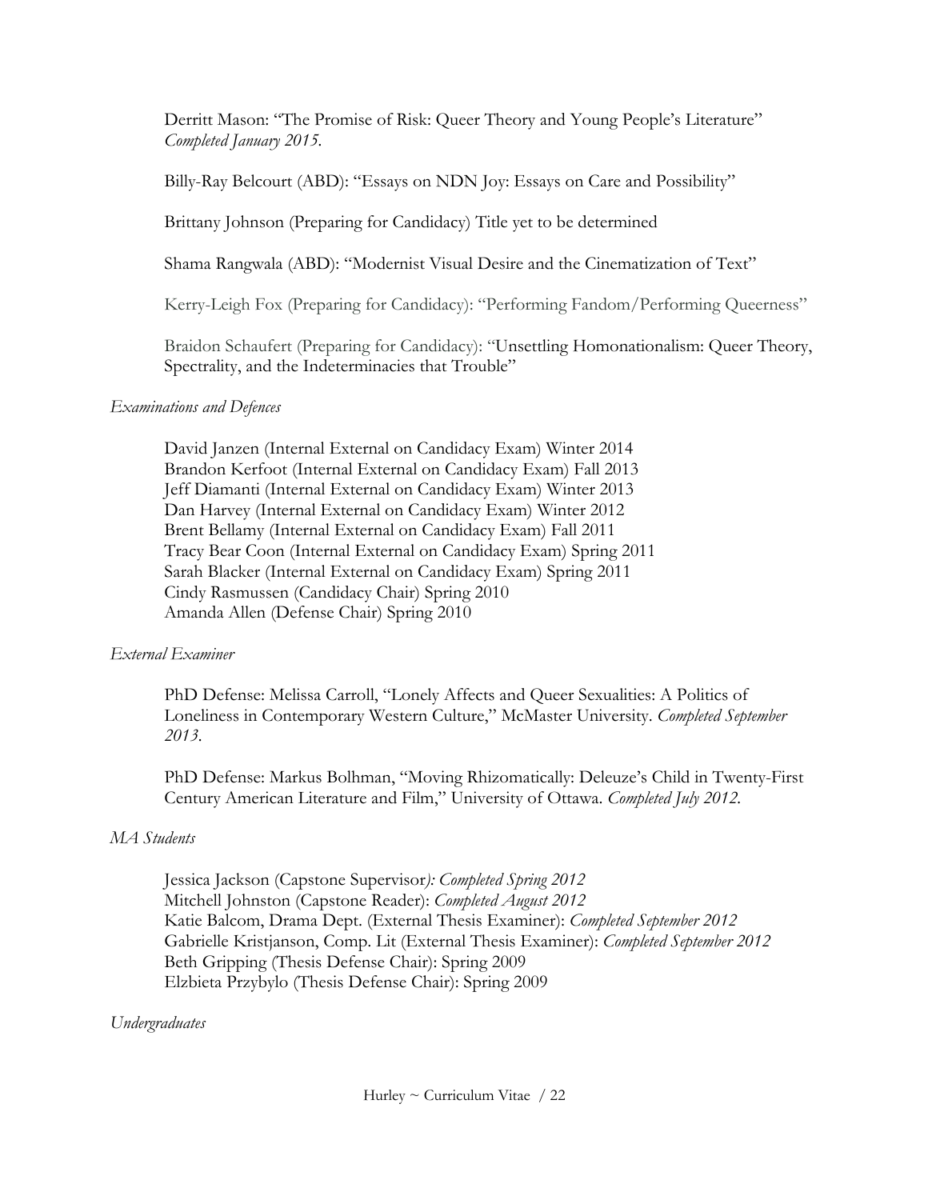Derritt Mason: "The Promise of Risk: Queer Theory and Young People's Literature" *Completed January 2015.*

Billy-Ray Belcourt (ABD): "Essays on NDN Joy: Essays on Care and Possibility"

Brittany Johnson (Preparing for Candidacy) Title yet to be determined

Shama Rangwala (ABD): "Modernist Visual Desire and the Cinematization of Text"

Kerry-Leigh Fox (Preparing for Candidacy): "Performing Fandom/Performing Queerness"

Braidon Schaufert (Preparing for Candidacy): "Unsettling Homonationalism: Queer Theory, Spectrality, and the Indeterminacies that Trouble"

*Examinations and Defences*

David Janzen (Internal External on Candidacy Exam) Winter 2014
Brandon Kerfoot (Internal External on Candidacy Exam) Fall 2013
Jeff Diamanti (Internal External on Candidacy Exam) Winter 2013
Dan Harvey (Internal External on Candidacy Exam) Winter 2012
Brent Bellamy (Internal External on Candidacy Exam) Fall 2011
Tracy Bear Coon (Internal External on Candidacy Exam) Spring 2011
Sarah Blacker (Internal External on Candidacy Exam) Spring 2011
Cindy Rasmussen (Candidacy Chair) Spring 2010
Amanda Allen (Defense Chair) Spring 2010

*External Examiner*

PhD Defense: Melissa Carroll, "Lonely Affects and Queer Sexualities: A Politics of Loneliness in Contemporary Western Culture," McMaster University. *Completed September 2013.*

PhD Defense: Markus Bolhman, "Moving Rhizomatically: Deleuze's Child in Twenty-First Century American Literature and Film," University of Ottawa. *Completed July 2012.*

*MA Students*

Jessica Jackson (Capstone Supervisor*): Completed Spring 2012*
Mitchell Johnston (Capstone Reader): *Completed August 2012*
Katie Balcom, Drama Dept. (External Thesis Examiner): *Completed September 2012*
Gabrielle Kristjanson, Comp. Lit (External Thesis Examiner): *Completed September 2012*
Beth Gripping (Thesis Defense Chair): Spring 2009
Elzbieta Przybylo (Thesis Defense Chair): Spring 2009

*Undergraduates*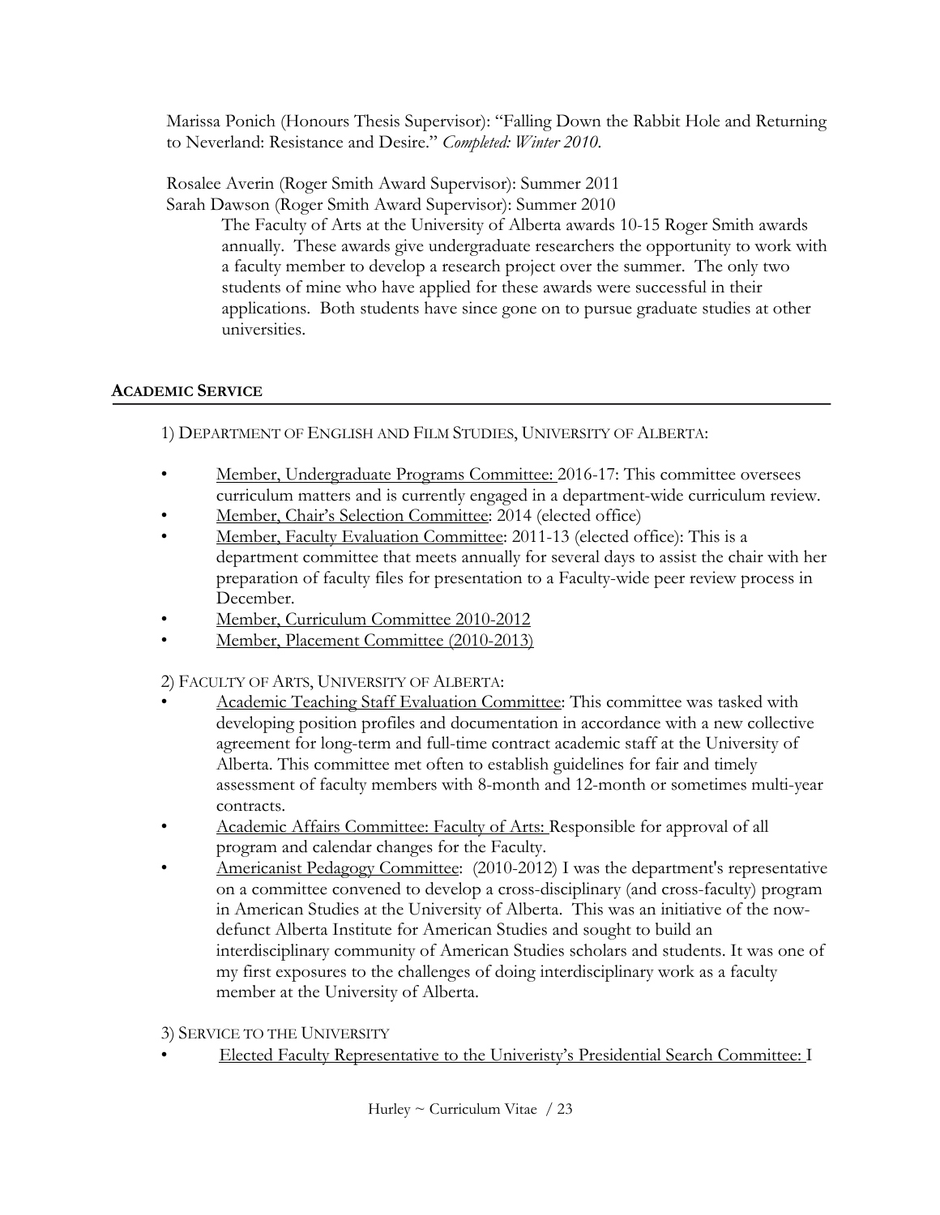Marissa Ponich (Honours Thesis Supervisor): "Falling Down the Rabbit Hole and Returning to Neverland: Resistance and Desire." *Completed: Winter 2010.*

Rosalee Averin (Roger Smith Award Supervisor): Summer 2011
Sarah Dawson (Roger Smith Award Supervisor): Summer 2010

The Faculty of Arts at the University of Alberta awards 10-15 Roger Smith awards annually. These awards give undergraduate researchers the opportunity to work with a faculty member to develop a research project over the summer. The only two students of mine who have applied for these awards were successful in their applications. Both students have since gone on to pursue graduate studies at other universities.

## ACADEMIC SERVICE

1) DEPARTMENT OF ENGLISH AND FILM STUDIES, UNIVERSITY OF ALBERTA:

- Member, Undergraduate Programs Committee: 2016-17: This committee oversees curriculum matters and is currently engaged in a department-wide curriculum review.
- Member, Chair's Selection Committee: 2014 (elected office)
- Member, Faculty Evaluation Committee: 2011-13 (elected office): This is a department committee that meets annually for several days to assist the chair with her preparation of faculty files for presentation to a Faculty-wide peer review process in December.
- Member, Curriculum Committee 2010-2012
- Member, Placement Committee (2010-2013)

2) FACULTY OF ARTS, UNIVERSITY OF ALBERTA:

- Academic Teaching Staff Evaluation Committee: This committee was tasked with developing position profiles and documentation in accordance with a new collective agreement for long-term and full-time contract academic staff at the University of Alberta. This committee met often to establish guidelines for fair and timely assessment of faculty members with 8-month and 12-month or sometimes multi-year contracts.
- Academic Affairs Committee: Faculty of Arts: Responsible for approval of all program and calendar changes for the Faculty.
- Americanist Pedagogy Committee: (2010-2012) I was the department's representative on a committee convened to develop a cross-disciplinary (and cross-faculty) program in American Studies at the University of Alberta. This was an initiative of the now-defunct Alberta Institute for American Studies and sought to build an interdisciplinary community of American Studies scholars and students. It was one of my first exposures to the challenges of doing interdisciplinary work as a faculty member at the University of Alberta.

3) SERVICE TO THE UNIVERSITY

- Elected Faculty Representative to the Univeristy's Presidential Search Committee: I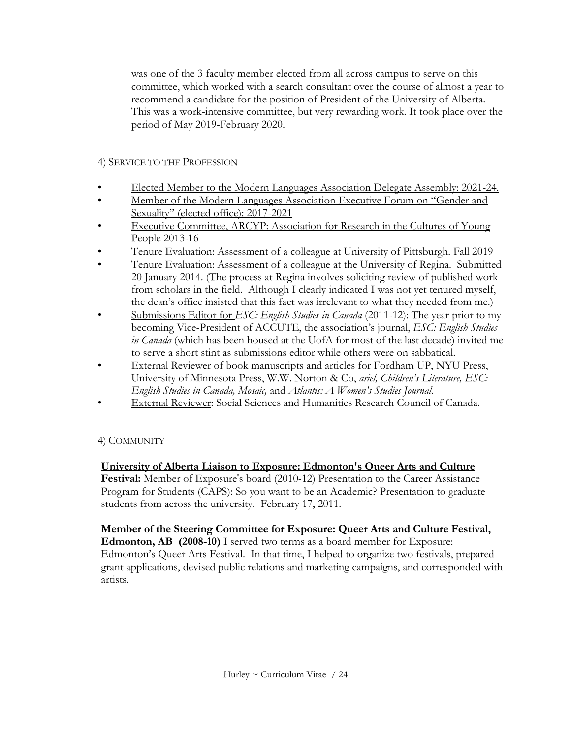was one of the 3 faculty member elected from all across campus to serve on this committee, which worked with a search consultant over the course of almost a year to recommend a candidate for the position of President of the University of Alberta. This was a work-intensive committee, but very rewarding work. It took place over the period of May 2019-February 2020.

## 4) Service to the Profession

- Elected Member to the Modern Languages Association Delegate Assembly: 2021-24.
- Member of the Modern Languages Association Executive Forum on "Gender and Sexuality" (elected office): 2017-2021
- Executive Committee, ARCYP: Association for Research in the Cultures of Young People 2013-16
- Tenure Evaluation: Assessment of a colleague at University of Pittsburgh. Fall 2019
- Tenure Evaluation: Assessment of a colleague at the University of Regina. Submitted 20 January 2014. (The process at Regina involves soliciting review of published work from scholars in the field. Although I clearly indicated I was not yet tenured myself, the dean's office insisted that this fact was irrelevant to what they needed from me.)
- Submissions Editor for *ESC: English Studies in Canada* (2011-12): The year prior to my becoming Vice-President of ACCUTE, the association's journal, *ESC: English Studies in Canada* (which has been housed at the UofA for most of the last decade) invited me to serve a short stint as submissions editor while others were on sabbatical.
- External Reviewer of book manuscripts and articles for Fordham UP, NYU Press, University of Minnesota Press, W.W. Norton & Co, *ariel, Children's Literature, ESC: English Studies in Canada, Mosaic,* and *Atlantis: A Women's Studies Journal*.
- External Reviewer: Social Sciences and Humanities Research Council of Canada.

## 4) Community

**University of Alberta Liaison to Exposure: Edmonton's Queer Arts and Culture Festival:** Member of Exposure's board (2010-12) Presentation to the Career Assistance Program for Students (CAPS): So you want to be an Academic? Presentation to graduate students from across the university. February 17, 2011.

**Member of the Steering Committee for Exposure: Queer Arts and Culture Festival, Edmonton, AB (2008-10)** I served two terms as a board member for Exposure: Edmonton's Queer Arts Festival. In that time, I helped to organize two festivals, prepared grant applications, devised public relations and marketing campaigns, and corresponded with artists.